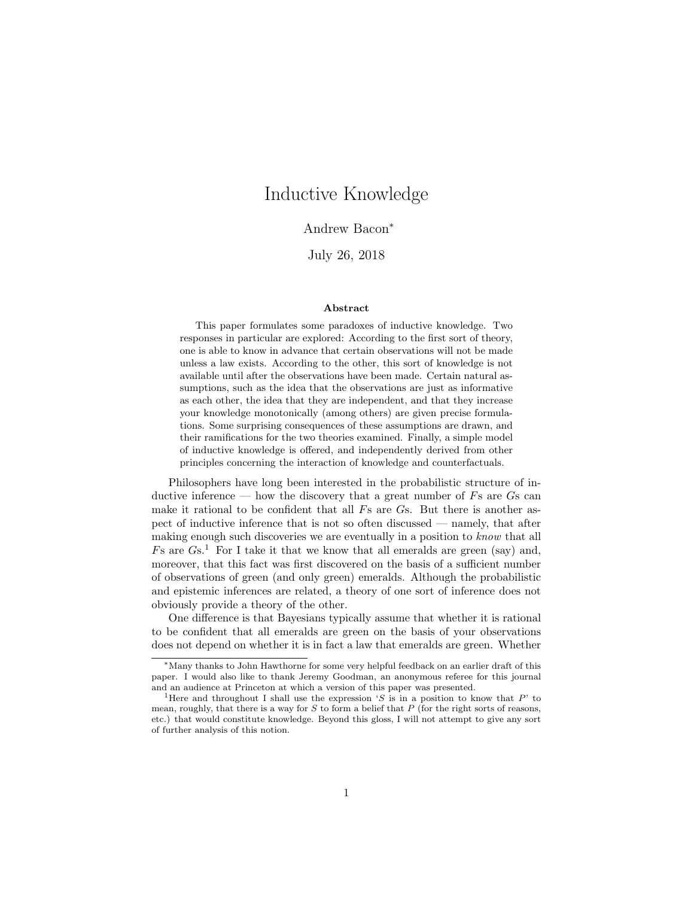# Inductive Knowledge

Andrew Bacon[*]

July 26, 2018

### Abstract

This paper formulates some paradoxes of inductive knowledge. Two responses in particular are explored: According to the first sort of theory, one is able to know in advance that certain observations will not be made unless a law exists. According to the other, this sort of knowledge is not available until after the observations have been made. Certain natural assumptions, such as the idea that the observations are just as informative as each other, the idea that they are independent, and that they increase your knowledge monotonically (among others) are given precise formulations. Some surprising consequences of these assumptions are drawn, and their ramifications for the two theories examined. Finally, a simple model of inductive knowledge is offered, and independently derived from other principles concerning the interaction of knowledge and counterfactuals.

Philosophers have long been interested in the probabilistic structure of inductive inference — how the discovery that a great number of $F$s are $G$s can make it rational to be confident that all $F$s are $G$s. But there is another aspect of inductive inference that is not so often discussed — namely, that after making enough such discoveries we are eventually in a position to *know* that all $F$s are $G$s.[1] For I take it that we know that all emeralds are green (say) and, moreover, that this fact was first discovered on the basis of a sufficient number of observations of green (and only green) emeralds. Although the probabilistic and epistemic inferences are related, a theory of one sort of inference does not obviously provide a theory of the other.

One difference is that Bayesians typically assume that whether it is rational to be confident that all emeralds are green on the basis of your observations does not depend on whether it is in fact a law that emeralds are green. Whether

---

[*] Many thanks to John Hawthorne for some very helpful feedback on an earlier draft of this paper. I would also like to thank Jeremy Goodman, an anonymous referee for this journal and an audience at Princeton at which a version of this paper was presented.

[1] Here and throughout I shall use the expression '$S$ is in a position to know that $P$' to mean, roughly, that there is a way for $S$ to form a belief that $P$ (for the right sorts of reasons, etc.) that would constitute knowledge. Beyond this gloss, I will not attempt to give any sort of further analysis of this notion.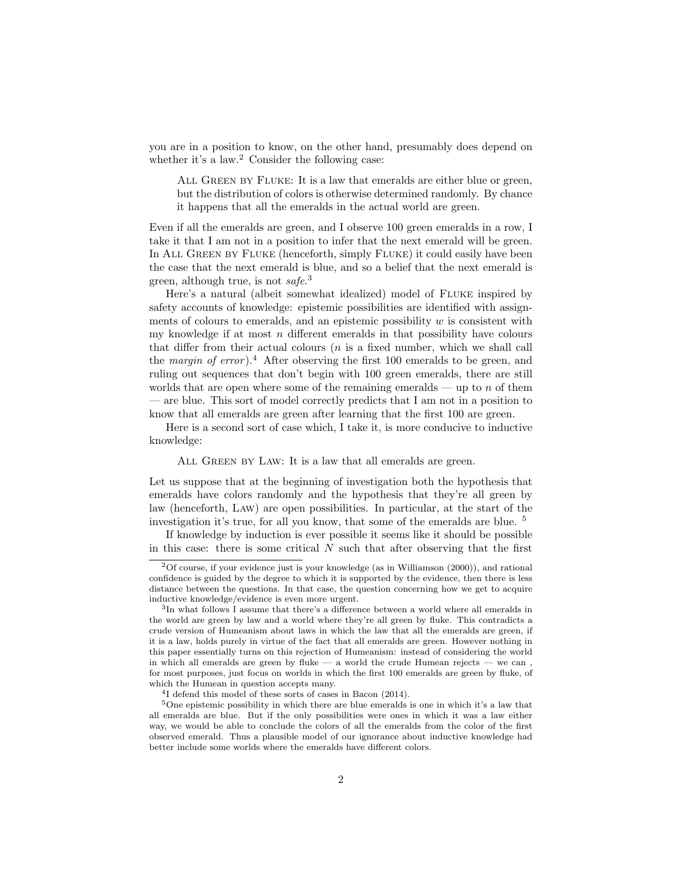you are in a position to know, on the other hand, presumably does depend on whether it's a law.[2] Consider the following case:

> All Green by Fluke: It is a law that emeralds are either blue or green, but the distribution of colors is otherwise determined randomly. By chance it happens that all the emeralds in the actual world are green.

Even if all the emeralds are green, and I observe 100 green emeralds in a row, I take it that I am not in a position to infer that the next emerald will be green. In All Green by Fluke (henceforth, simply Fluke) it could easily have been the case that the next emerald is blue, and so a belief that the next emerald is green, although true, is not *safe*.[3]

Here's a natural (albeit somewhat idealized) model of Fluke inspired by safety accounts of knowledge: epistemic possibilities are identified with assignments of colours to emeralds, and an epistemic possibility $w$ is consistent with my knowledge if at most $n$ different emeralds in that possibility have colours that differ from their actual colours ($n$ is a fixed number, which we shall call the *margin of error*).[4] After observing the first 100 emeralds to be green, and ruling out sequences that don't begin with 100 green emeralds, there are still worlds that are open where some of the remaining emeralds — up to $n$ of them — are blue. This sort of model correctly predicts that I am not in a position to know that all emeralds are green after learning that the first 100 are green.

Here is a second sort of case which, I take it, is more conducive to inductive knowledge:

> All Green by Law: It is a law that all emeralds are green.

Let us suppose that at the beginning of investigation both the hypothesis that emeralds have colors randomly and the hypothesis that they're all green by law (henceforth, Law) are open possibilities. In particular, at the start of the investigation it's true, for all you know, that some of the emeralds are blue. [5]

If knowledge by induction is ever possible it seems like it should be possible in this case: there is some critical $N$ such that after observing that the first

---

[2] Of course, if your evidence just is your knowledge (as in Williamson (2000)), and rational confidence is guided by the degree to which it is supported by the evidence, then there is less distance between the questions. In that case, the question concerning how we get to acquire inductive knowledge/evidence is even more urgent.

[3] In what follows I assume that there's a difference between a world where all emeralds in the world are green by law and a world where they're all green by fluke. This contradicts a crude version of Humeanism about laws in which the law that all the emeralds are green, if it is a law, holds purely in virtue of the fact that all emeralds are green. However nothing in this paper essentially turns on this rejection of Humeanism: instead of considering the world in which all emeralds are green by fluke — a world the crude Humean rejects — we can , for most purposes, just focus on worlds in which the first 100 emeralds are green by fluke, of which the Humean in question accepts many.

[4] I defend this model of these sorts of cases in Bacon (2014).

[5] One epistemic possibility in which there are blue emeralds is one in which it's a law that all emeralds are blue. But if the only possibilities were ones in which it was a law either way, we would be able to conclude the colors of all the emeralds from the color of the first observed emerald. Thus a plausible model of our ignorance about inductive knowledge had better include some worlds where the emeralds have different colors.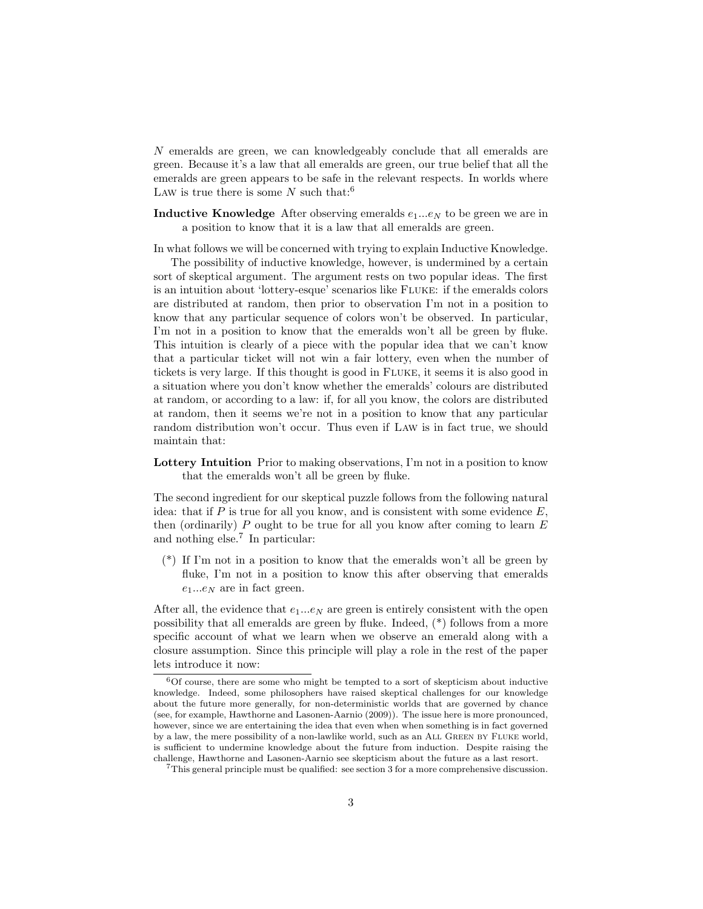$N$ emeralds are green, we can knowledgeably conclude that all emeralds are green. Because it's a law that all emeralds are green, our true belief that all the emeralds are green appears to be safe in the relevant respects. In worlds where Law is true there is some $N$ such that:[6]

**Inductive Knowledge** After observing emeralds $e_1...e_N$ to be green we are in a position to know that it is a law that all emeralds are green.

In what follows we will be concerned with trying to explain Inductive Knowledge.

The possibility of inductive knowledge, however, is undermined by a certain sort of skeptical argument. The argument rests on two popular ideas. The first is an intuition about 'lottery-esque' scenarios like Fluke: if the emeralds colors are distributed at random, then prior to observation I'm not in a position to know that any particular sequence of colors won't be observed. In particular, I'm not in a position to know that the emeralds won't all be green by fluke. This intuition is clearly of a piece with the popular idea that we can't know that a particular ticket will not win a fair lottery, even when the number of tickets is very large. If this thought is good in Fluke, it seems it is also good in a situation where you don't know whether the emeralds' colours are distributed at random, or according to a law: if, for all you know, the colors are distributed at random, then it seems we're not in a position to know that any particular random distribution won't occur. Thus even if Law is in fact true, we should maintain that:

**Lottery Intuition** Prior to making observations, I'm not in a position to know that the emeralds won't all be green by fluke.

The second ingredient for our skeptical puzzle follows from the following natural idea: that if $P$ is true for all you know, and is consistent with some evidence $E$, then (ordinarily) $P$ ought to be true for all you know after coming to learn $E$ and nothing else.[7] In particular:

(*) If I'm not in a position to know that the emeralds won't all be green by fluke, I'm not in a position to know this after observing that emeralds $e_1...e_N$ are in fact green.

After all, the evidence that $e_1...e_N$ are green is entirely consistent with the open possibility that all emeralds are green by fluke. Indeed, (*) follows from a more specific account of what we learn when we observe an emerald along with a closure assumption. Since this principle will play a role in the rest of the paper lets introduce it now:

---

[6] Of course, there are some who might be tempted to a sort of skepticism about inductive knowledge. Indeed, some philosophers have raised skeptical challenges for our knowledge about the future more generally, for non-deterministic worlds that are governed by chance (see, for example, Hawthorne and Lasonen-Aarnio (2009)). The issue here is more pronounced, however, since we are entertaining the idea that even when when something is in fact governed by a law, the mere possibility of a non-lawlike world, such as an All Green by Fluke world, is sufficient to undermine knowledge about the future from induction. Despite raising the challenge, Hawthorne and Lasonen-Aarnio see skepticism about the future as a last resort.

[7] This general principle must be qualified: see section 3 for a more comprehensive discussion.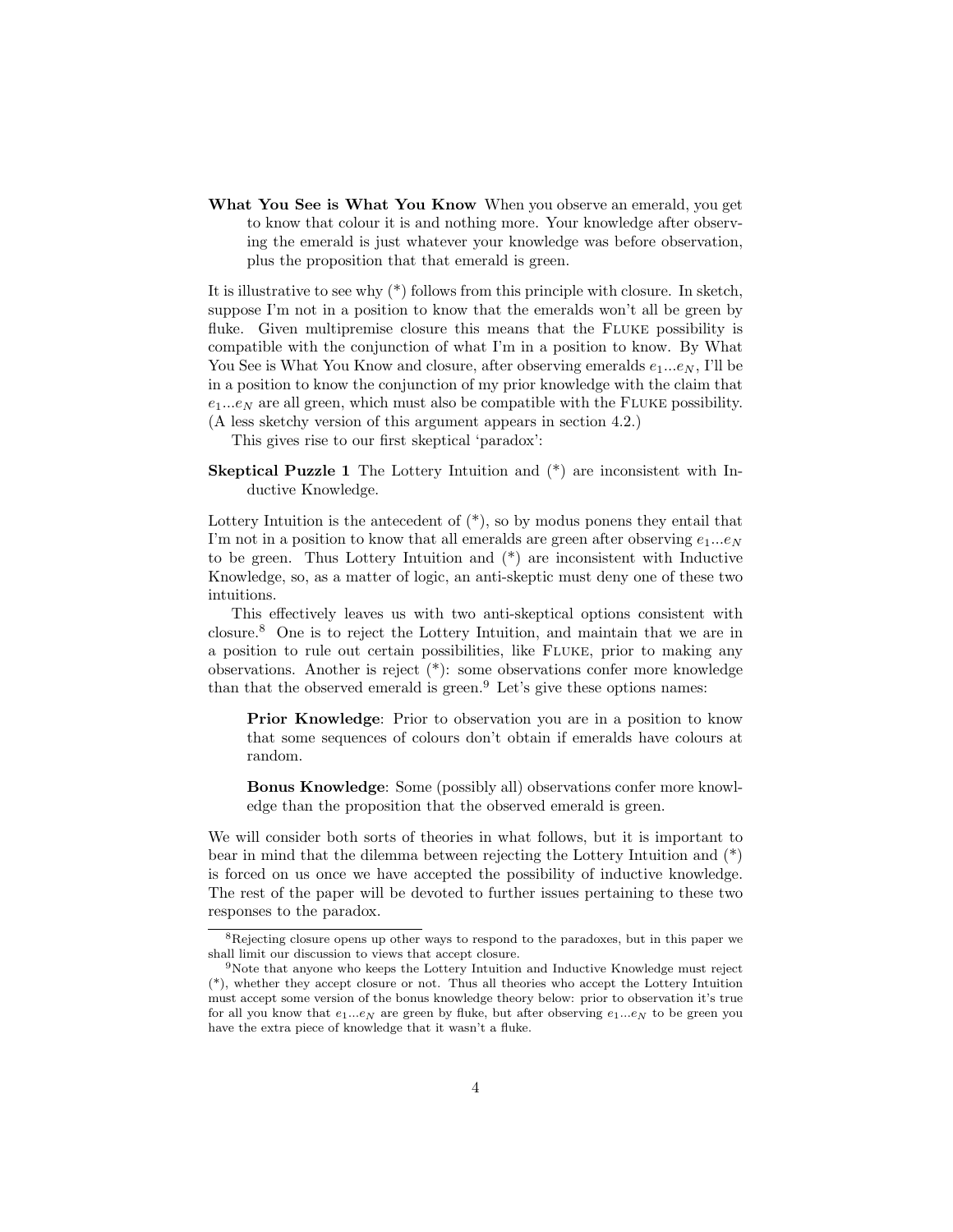**What You See is What You Know** When you observe an emerald, you get to know that colour it is and nothing more. Your knowledge after observing the emerald is just whatever your knowledge was before observation, plus the proposition that that emerald is green.

It is illustrative to see why (*) follows from this principle with closure. In sketch, suppose I'm not in a position to know that the emeralds won't all be green by fluke. Given multipremise closure this means that the FLUKE possibility is compatible with the conjunction of what I'm in a position to know. By What You See is What You Know and closure, after observing emeralds $e_1 ... e_N$, I'll be in a position to know the conjunction of my prior knowledge with the claim that $e_1 ... e_N$ are all green, which must also be compatible with the FLUKE possibility. (A less sketchy version of this argument appears in section 4.2.)

This gives rise to our first skeptical 'paradox':

**Skeptical Puzzle 1** The Lottery Intuition and (*) are inconsistent with Inductive Knowledge.

Lottery Intuition is the antecedent of (*), so by modus ponens they entail that I'm not in a position to know that all emeralds are green after observing $e_1 ... e_N$ to be green. Thus Lottery Intuition and (*) are inconsistent with Inductive Knowledge, so, as a matter of logic, an anti-skeptic must deny one of these two intuitions.

This effectively leaves us with two anti-skeptical options consistent with closure.[8] One is to reject the Lottery Intuition, and maintain that we are in a position to rule out certain possibilities, like FLUKE, prior to making any observations. Another is reject (*): some observations confer more knowledge than that the observed emerald is green.[9] Let's give these options names:

> **Prior Knowledge**: Prior to observation you are in a position to know that some sequences of colours don't obtain if emeralds have colours at random.
>
> **Bonus Knowledge**: Some (possibly all) observations confer more knowledge than the proposition that the observed emerald is green.

We will consider both sorts of theories in what follows, but it is important to bear in mind that the dilemma between rejecting the Lottery Intuition and (*) is forced on us once we have accepted the possibility of inductive knowledge. The rest of the paper will be devoted to further issues pertaining to these two responses to the paradox.

---

[8] Rejecting closure opens up other ways to respond to the paradoxes, but in this paper we shall limit our discussion to views that accept closure.

[9] Note that anyone who keeps the Lottery Intuition and Inductive Knowledge must reject (*), whether they accept closure or not. Thus all theories who accept the Lottery Intuition must accept some version of the bonus knowledge theory below: prior to observation it's true for all you know that $e_1 ... e_N$ are green by fluke, but after observing $e_1 ... e_N$ to be green you have the extra piece of knowledge that it wasn't a fluke.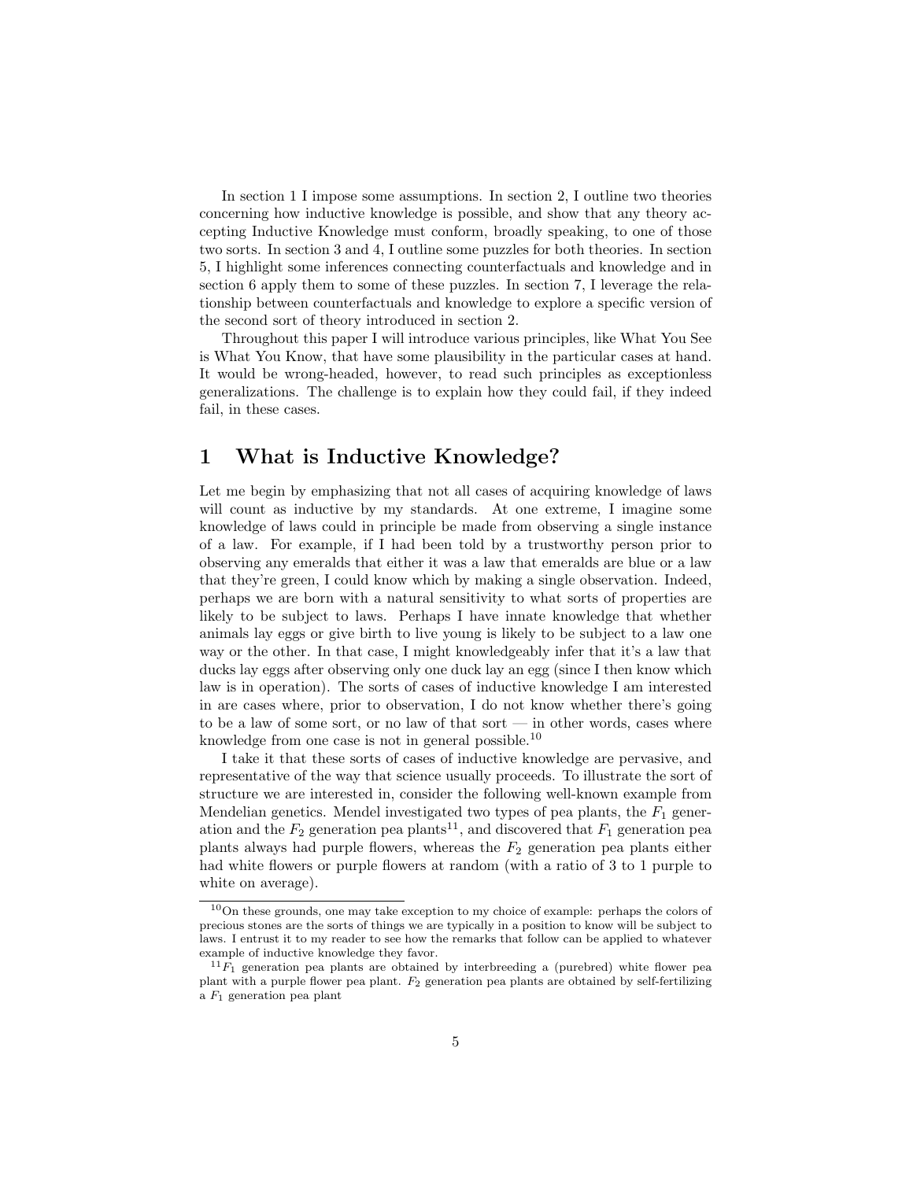In section 1 I impose some assumptions. In section 2, I outline two theories concerning how inductive knowledge is possible, and show that any theory accepting Inductive Knowledge must conform, broadly speaking, to one of those two sorts. In section 3 and 4, I outline some puzzles for both theories. In section 5, I highlight some inferences connecting counterfactuals and knowledge and in section 6 apply them to some of these puzzles. In section 7, I leverage the relationship between counterfactuals and knowledge to explore a specific version of the second sort of theory introduced in section 2.

Throughout this paper I will introduce various principles, like What You See is What You Know, that have some plausibility in the particular cases at hand. It would be wrong-headed, however, to read such principles as exceptionless generalizations. The challenge is to explain how they could fail, if they indeed fail, in these cases.

# 1 What is Inductive Knowledge?

Let me begin by emphasizing that not all cases of acquiring knowledge of laws will count as inductive by my standards. At one extreme, I imagine some knowledge of laws could in principle be made from observing a single instance of a law. For example, if I had been told by a trustworthy person prior to observing any emeralds that either it was a law that emeralds are blue or a law that they're green, I could know which by making a single observation. Indeed, perhaps we are born with a natural sensitivity to what sorts of properties are likely to be subject to laws. Perhaps I have innate knowledge that whether animals lay eggs or give birth to live young is likely to be subject to a law one way or the other. In that case, I might knowledgeably infer that it's a law that ducks lay eggs after observing only one duck lay an egg (since I then know which law is in operation). The sorts of cases of inductive knowledge I am interested in are cases where, prior to observation, I do not know whether there's going to be a law of some sort, or no law of that sort — in other words, cases where knowledge from one case is not in general possible.[10]

I take it that these sorts of cases of inductive knowledge are pervasive, and representative of the way that science usually proceeds. To illustrate the sort of structure we are interested in, consider the following well-known example from Mendelian genetics. Mendel investigated two types of pea plants, the $F_1$ generation and the $F_2$ generation pea plants[11], and discovered that $F_1$ generation pea plants always had purple flowers, whereas the $F_2$ generation pea plants either had white flowers or purple flowers at random (with a ratio of 3 to 1 purple to white on average).

---

[10] On these grounds, one may take exception to my choice of example: perhaps the colors of precious stones are the sorts of things we are typically in a position to know will be subject to laws. I entrust it to my reader to see how the remarks that follow can be applied to whatever example of inductive knowledge they favor.

[11] $F_1$ generation pea plants are obtained by interbreeding a (purebred) white flower pea plant with a purple flower pea plant. $F_2$ generation pea plants are obtained by self-fertilizing a $F_1$ generation pea plant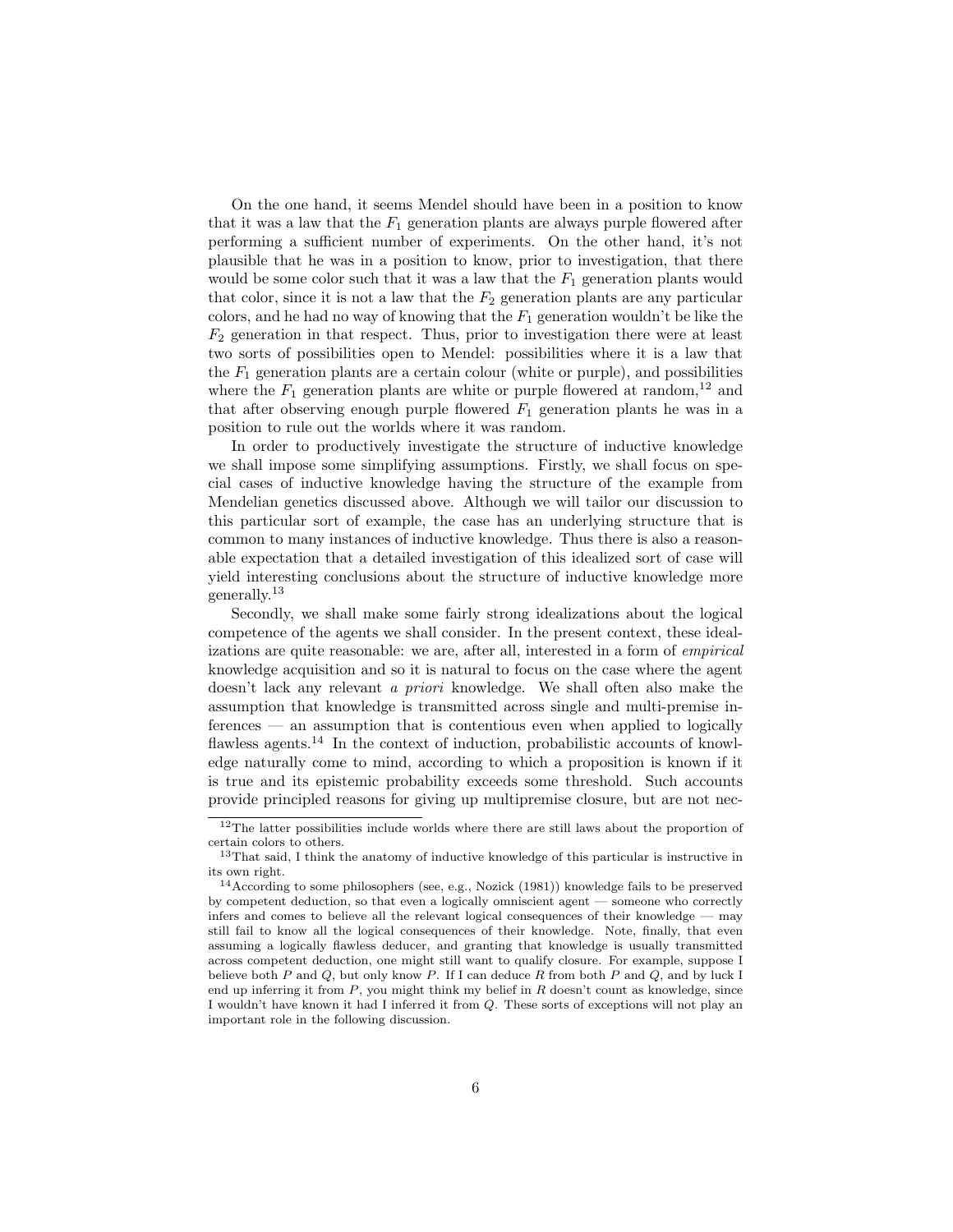On the one hand, it seems Mendel should have been in a position to know that it was a law that the $F_1$ generation plants are always purple flowered after performing a sufficient number of experiments. On the other hand, it's not plausible that he was in a position to know, prior to investigation, that there would be some color such that it was a law that the $F_1$ generation plants would that color, since it is not a law that the $F_2$ generation plants are any particular colors, and he had no way of knowing that the $F_1$ generation wouldn't be like the $F_2$ generation in that respect. Thus, prior to investigation there were at least two sorts of possibilities open to Mendel: possibilities where it is a law that the $F_1$ generation plants are a certain colour (white or purple), and possibilities where the $F_1$ generation plants are white or purple flowered at random,[12] and that after observing enough purple flowered $F_1$ generation plants he was in a position to rule out the worlds where it was random.

In order to productively investigate the structure of inductive knowledge we shall impose some simplifying assumptions. Firstly, we shall focus on special cases of inductive knowledge having the structure of the example from Mendelian genetics discussed above. Although we will tailor our discussion to this particular sort of example, the case has an underlying structure that is common to many instances of inductive knowledge. Thus there is also a reasonable expectation that a detailed investigation of this idealized sort of case will yield interesting conclusions about the structure of inductive knowledge more generally.[13]

Secondly, we shall make some fairly strong idealizations about the logical competence of the agents we shall consider. In the present context, these idealizations are quite reasonable: we are, after all, interested in a form of *empirical* knowledge acquisition and so it is natural to focus on the case where the agent doesn't lack any relevant *a priori* knowledge. We shall often also make the assumption that knowledge is transmitted across single and multi-premise inferences — an assumption that is contentious even when applied to logically flawless agents.[14] In the context of induction, probabilistic accounts of knowledge naturally come to mind, according to which a proposition is known if it is true and its epistemic probability exceeds some threshold. Such accounts provide principled reasons for giving up multipremise closure, but are not nec-

[12] The latter possibilities include worlds where there are still laws about the proportion of certain colors to others.

[13] That said, I think the anatomy of inductive knowledge of this particular is instructive in its own right.

[14] According to some philosophers (see, e.g., Nozick (1981)) knowledge fails to be preserved by competent deduction, so that even a logically omniscient agent — someone who correctly infers and comes to believe all the relevant logical consequences of their knowledge — may still fail to know all the logical consequences of their knowledge. Note, finally, that even assuming a logically flawless deducer, and granting that knowledge is usually transmitted across competent deduction, one might still want to qualify closure. For example, suppose I believe both $P$ and $Q$, but only know $P$. If I can deduce $R$ from both $P$ and $Q$, and by luck I end up inferring it from $P$, you might think my belief in $R$ doesn't count as knowledge, since I wouldn't have known it had I inferred it from $Q$. These sorts of exceptions will not play an important role in the following discussion.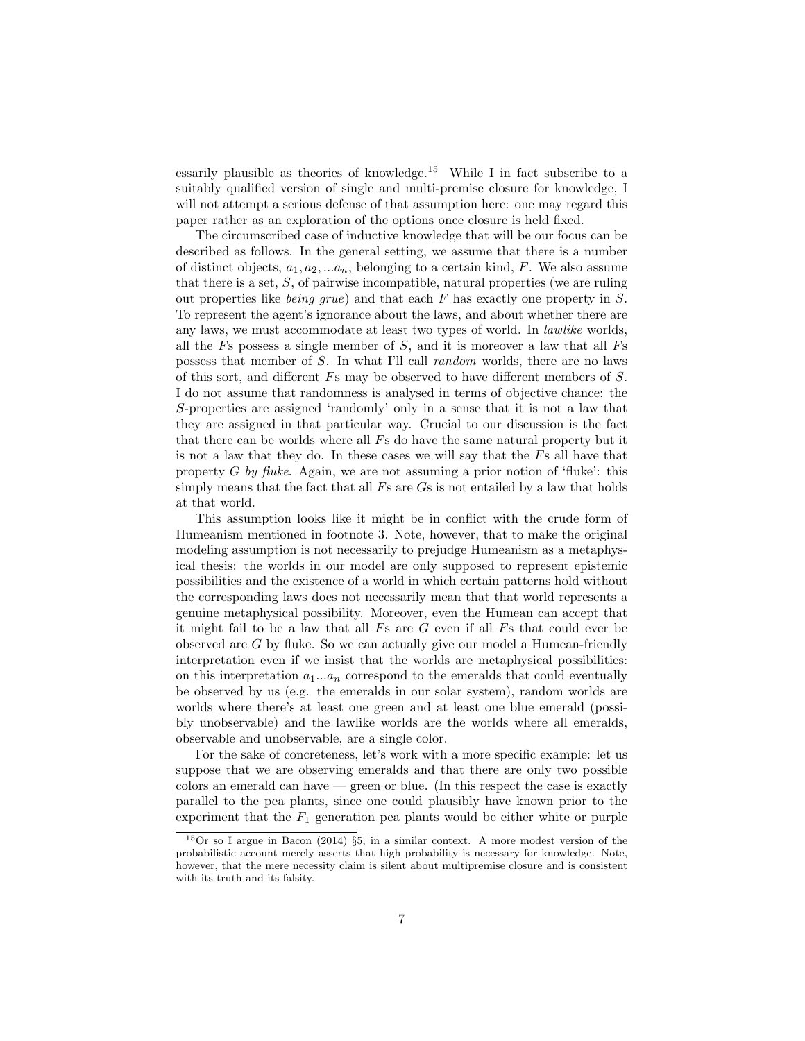essarily plausible as theories of knowledge.[15] While I in fact subscribe to a suitably qualified version of single and multi-premise closure for knowledge, I will not attempt a serious defense of that assumption here: one may regard this paper rather as an exploration of the options once closure is held fixed.

The circumscribed case of inductive knowledge that will be our focus can be described as follows. In the general setting, we assume that there is a number of distinct objects, $a_1, a_2, ...a_n$, belonging to a certain kind, $F$. We also assume that there is a set, $S$, of pairwise incompatible, natural properties (we are ruling out properties like *being grue*) and that each $F$ has exactly one property in $S$. To represent the agent's ignorance about the laws, and about whether there are any laws, we must accommodate at least two types of world. In *lawlike* worlds, all the $F$s possess a single member of $S$, and it is moreover a law that all $F$s possess that member of $S$. In what I'll call *random* worlds, there are no laws of this sort, and different $F$s may be observed to have different members of $S$. I do not assume that randomness is analysed in terms of objective chance: the $S$-properties are assigned 'randomly' only in a sense that it is not a law that they are assigned in that particular way. Crucial to our discussion is the fact that there can be worlds where all $F$s do have the same natural property but it is not a law that they do. In these cases we will say that the $F$s all have that property $G$ *by fluke*. Again, we are not assuming a prior notion of 'fluke': this simply means that the fact that all $F$s are $G$s is not entailed by a law that holds at that world.

This assumption looks like it might be in conflict with the crude form of Humeanism mentioned in footnote 3. Note, however, that to make the original modeling assumption is not necessarily to prejudge Humeanism as a metaphysical thesis: the worlds in our model are only supposed to represent epistemic possibilities and the existence of a world in which certain patterns hold without the corresponding laws does not necessarily mean that that world represents a genuine metaphysical possibility. Moreover, even the Humean can accept that it might fail to be a law that all $F$s are $G$ even if all $F$s that could ever be observed are $G$ by fluke. So we can actually give our model a Humean-friendly interpretation even if we insist that the worlds are metaphysical possibilities: on this interpretation $a_1...a_n$ correspond to the emeralds that could eventually be observed by us (e.g. the emeralds in our solar system), random worlds are worlds where there's at least one green and at least one blue emerald (possibly unobservable) and the lawlike worlds are the worlds where all emeralds, observable and unobservable, are a single color.

For the sake of concreteness, let's work with a more specific example: let us suppose that we are observing emeralds and that there are only two possible colors an emerald can have — green or blue. (In this respect the case is exactly parallel to the pea plants, since one could plausibly have known prior to the experiment that the $F_1$ generation pea plants would be either white or purple

---

[15] Or so I argue in Bacon (2014) §5, in a similar context. A more modest version of the probabilistic account merely asserts that high probability is necessary for knowledge. Note, however, that the mere necessity claim is silent about multipremise closure and is consistent with its truth and its falsity.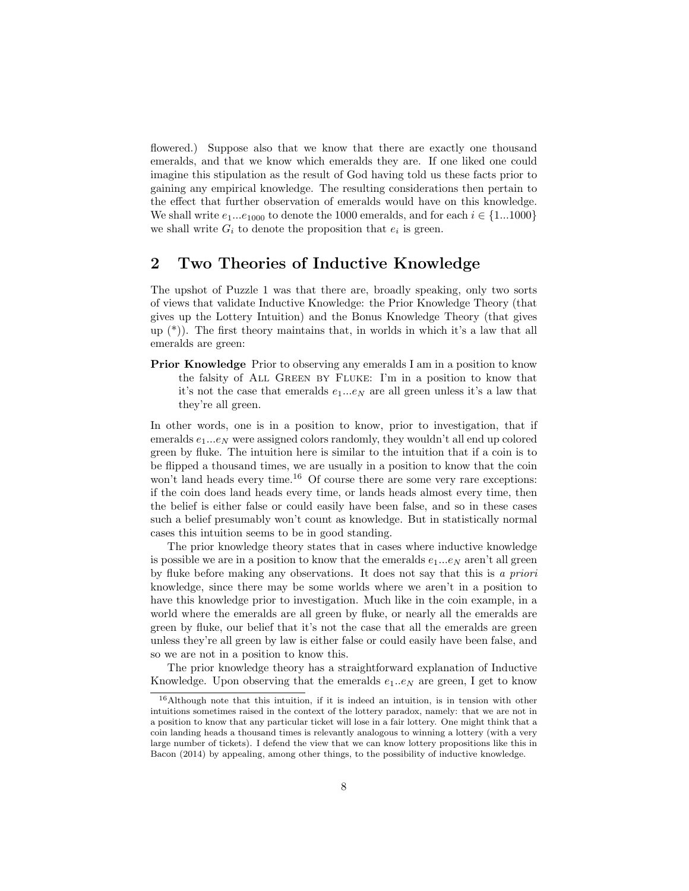flowered.) Suppose also that we know that there are exactly one thousand emeralds, and that we know which emeralds they are. If one liked one could imagine this stipulation as the result of God having told us these facts prior to gaining any empirical knowledge. The resulting considerations then pertain to the effect that further observation of emeralds would have on this knowledge. We shall write $e_1 ... e_{1000}$ to denote the 1000 emeralds, and for each $i \in \{1...1000\}$ we shall write $G_i$ to denote the proposition that $e_i$ is green.

## 2 Two Theories of Inductive Knowledge

The upshot of Puzzle 1 was that there are, broadly speaking, only two sorts of views that validate Inductive Knowledge: the Prior Knowledge Theory (that gives up the Lottery Intuition) and the Bonus Knowledge Theory (that gives up (*)). The first theory maintains that, in worlds in which it's a law that all emeralds are green:

**Prior Knowledge** Prior to observing any emeralds I am in a position to know the falsity of All Green by Fluke: I'm in a position to know that it's not the case that emeralds $e_1 ... e_N$ are all green unless it's a law that they're all green.

In other words, one is in a position to know, prior to investigation, that if emeralds $e_1 ... e_N$ were assigned colors randomly, they wouldn't all end up colored green by fluke. The intuition here is similar to the intuition that if a coin is to be flipped a thousand times, we are usually in a position to know that the coin won't land heads every time.[16] Of course there are some very rare exceptions: if the coin does land heads every time, or lands heads almost every time, then the belief is either false or could easily have been false, and so in these cases such a belief presumably won't count as knowledge. But in statistically normal cases this intuition seems to be in good standing.

The prior knowledge theory states that in cases where inductive knowledge is possible we are in a position to know that the emeralds $e_1 ... e_N$ aren't all green by fluke before making any observations. It does not say that this is *a priori* knowledge, since there may be some worlds where we aren't in a position to have this knowledge prior to investigation. Much like in the coin example, in a world where the emeralds are all green by fluke, or nearly all the emeralds are green by fluke, our belief that it's not the case that all the emeralds are green unless they're all green by law is either false or could easily have been false, and so we are not in a position to know this.

The prior knowledge theory has a straightforward explanation of Inductive Knowledge. Upon observing that the emeralds $e_1 .. e_N$ are green, I get to know

[16] Although note that this intuition, if it is indeed an intuition, is in tension with other intuitions sometimes raised in the context of the lottery paradox, namely: that we are not in a position to know that any particular ticket will lose in a fair lottery. One might think that a coin landing heads a thousand times is relevantly analogous to winning a lottery (with a very large number of tickets). I defend the view that we can know lottery propositions like this in Bacon (2014) by appealing, among other things, to the possibility of inductive knowledge.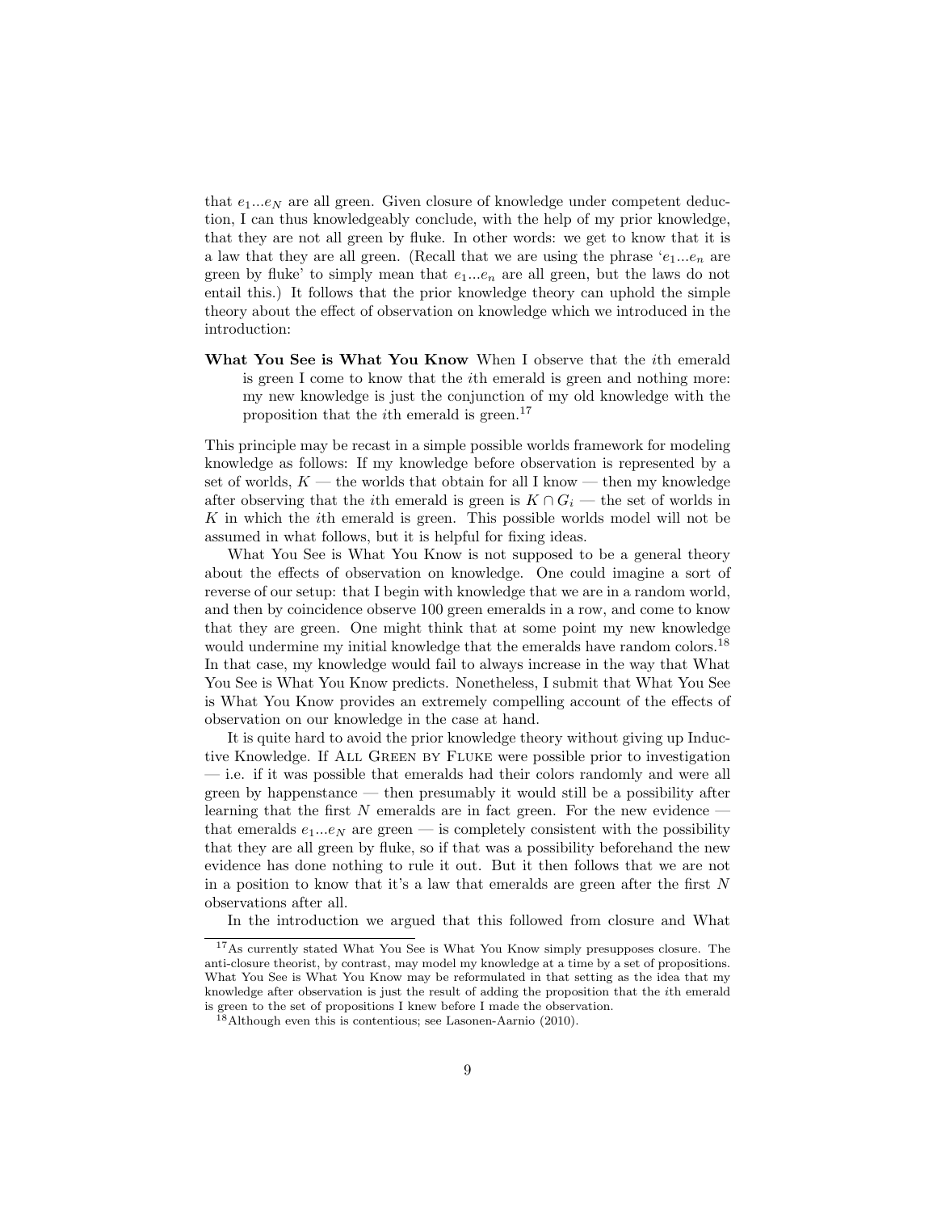that $e_1 ... e_N$ are all green. Given closure of knowledge under competent deduction, I can thus knowledgeably conclude, with the help of my prior knowledge, that they are not all green by fluke. In other words: we get to know that it is a law that they are all green. (Recall that we are using the phrase '$e_1 ... e_n$ are green by fluke' to simply mean that $e_1 ... e_n$ are all green, but the laws do not entail this.) It follows that the prior knowledge theory can uphold the simple theory about the effect of observation on knowledge which we introduced in the introduction:

**What You See is What You Know** When I observe that the $i$th emerald is green I come to know that the $i$th emerald is green and nothing more: my new knowledge is just the conjunction of my old knowledge with the proposition that the $i$th emerald is green.[17]

This principle may be recast in a simple possible worlds framework for modeling knowledge as follows: If my knowledge before observation is represented by a set of worlds, $K$ — the worlds that obtain for all I know — then my knowledge after observing that the $i$th emerald is green is $K \cap G_i$ — the set of worlds in $K$ in which the $i$th emerald is green. This possible worlds model will not be assumed in what follows, but it is helpful for fixing ideas.

What You See is What You Know is not supposed to be a general theory about the effects of observation on knowledge. One could imagine a sort of reverse of our setup: that I begin with knowledge that we are in a random world, and then by coincidence observe 100 green emeralds in a row, and come to know that they are green. One might think that at some point my new knowledge would undermine my initial knowledge that the emeralds have random colors.[18] In that case, my knowledge would fail to always increase in the way that What You See is What You Know predicts. Nonetheless, I submit that What You See is What You Know provides an extremely compelling account of the effects of observation on our knowledge in the case at hand.

It is quite hard to avoid the prior knowledge theory without giving up Inductive Knowledge. If All Green by Fluke were possible prior to investigation — i.e. if it was possible that emeralds had their colors randomly and were all green by happenstance — then presumably it would still be a possibility after learning that the first $N$ emeralds are in fact green. For the new evidence — that emeralds $e_1 ... e_N$ are green — is completely consistent with the possibility that they are all green by fluke, so if that was a possibility beforehand the new evidence has done nothing to rule it out. But it then follows that we are not in a position to know that it's a law that emeralds are green after the first $N$ observations after all.

In the introduction we argued that this followed from closure and What

[17] As currently stated What You See is What You Know simply presupposes closure. The anti-closure theorist, by contrast, may model my knowledge at a time by a set of propositions. What You See is What You Know may be reformulated in that setting as the idea that my knowledge after observation is just the result of adding the proposition that the $i$th emerald is green to the set of propositions I knew before I made the observation.

[18] Although even this is contentious; see Lasonen-Aarnio (2010).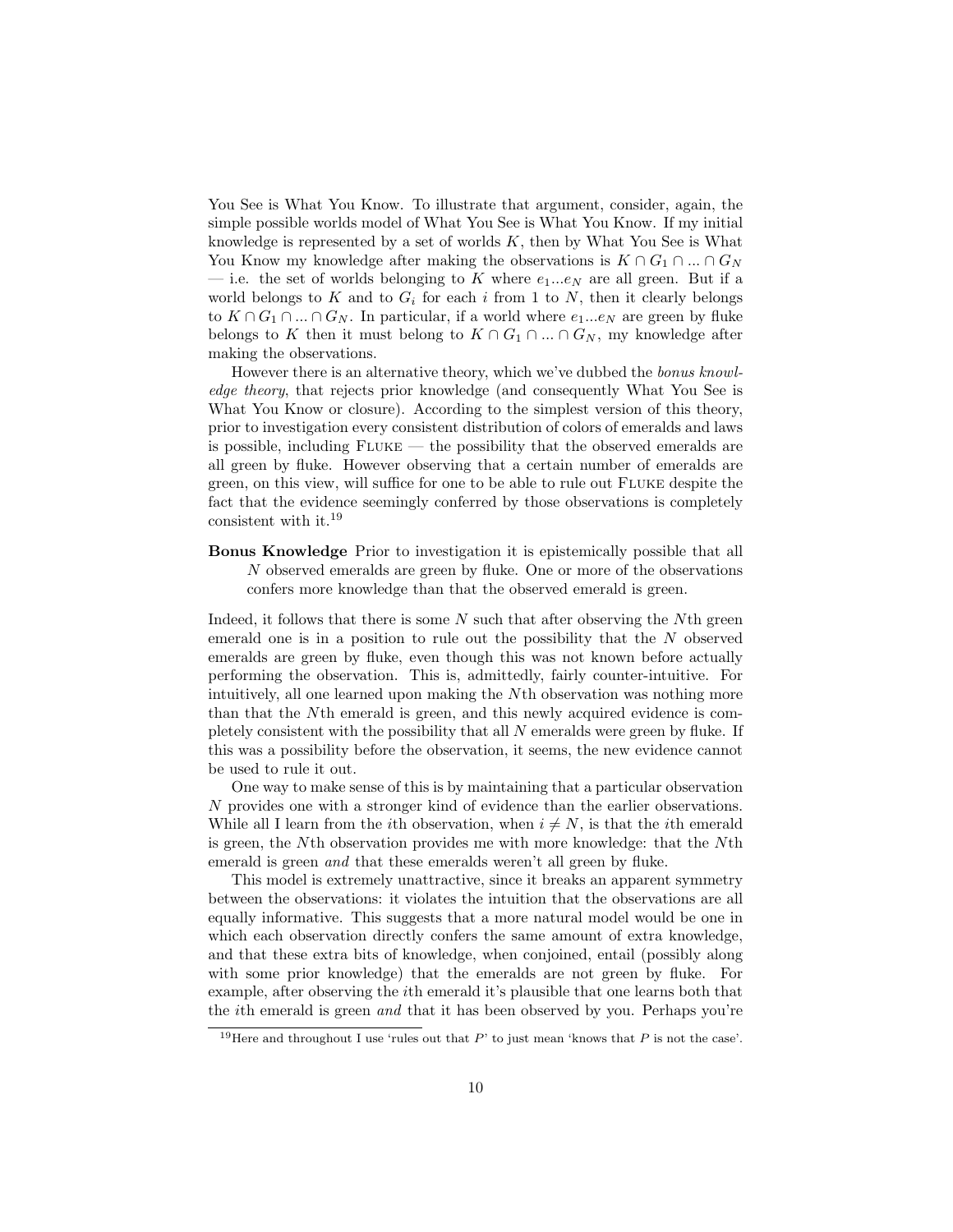You See is What You Know. To illustrate that argument, consider, again, the simple possible worlds model of What You See is What You Know. If my initial knowledge is represented by a set of worlds $K$, then by What You See is What You Know my knowledge after making the observations is $K \cap G_1 \cap ... \cap G_N$ — i.e. the set of worlds belonging to $K$ where $e_1...e_N$ are all green. But if a world belongs to $K$ and to $G_i$ for each $i$ from 1 to $N$, then it clearly belongs to $K \cap G_1 \cap ... \cap G_N$. In particular, if a world where $e_1...e_N$ are green by fluke belongs to $K$ then it must belong to $K \cap G_1 \cap ... \cap G_N$, my knowledge after making the observations.

However there is an alternative theory, which we've dubbed the *bonus knowledge theory*, that rejects prior knowledge (and consequently What You See is What You Know or closure). According to the simplest version of this theory, prior to investigation every consistent distribution of colors of emeralds and laws is possible, including FLUKE — the possibility that the observed emeralds are all green by fluke. However observing that a certain number of emeralds are green, on this view, will suffice for one to be able to rule out FLUKE despite the fact that the evidence seemingly conferred by those observations is completely consistent with it.[19]

**Bonus Knowledge** Prior to investigation it is epistemically possible that all $N$ observed emeralds are green by fluke. One or more of the observations confers more knowledge than that the observed emerald is green.

Indeed, it follows that there is some $N$ such that after observing the $N$th green emerald one is in a position to rule out the possibility that the $N$ observed emeralds are green by fluke, even though this was not known before actually performing the observation. This is, admittedly, fairly counter-intuitive. For intuitively, all one learned upon making the $N$th observation was nothing more than that the $N$th emerald is green, and this newly acquired evidence is completely consistent with the possibility that all $N$ emeralds were green by fluke. If this was a possibility before the observation, it seems, the new evidence cannot be used to rule it out.

One way to make sense of this is by maintaining that a particular observation $N$ provides one with a stronger kind of evidence than the earlier observations. While all I learn from the $i$th observation, when $i \neq N$, is that the $i$th emerald is green, the $N$th observation provides me with more knowledge: that the $N$th emerald is green *and* that these emeralds weren't all green by fluke.

This model is extremely unattractive, since it breaks an apparent symmetry between the observations: it violates the intuition that the observations are all equally informative. This suggests that a more natural model would be one in which each observation directly confers the same amount of extra knowledge, and that these extra bits of knowledge, when conjoined, entail (possibly along with some prior knowledge) that the emeralds are not green by fluke. For example, after observing the $i$th emerald it's plausible that one learns both that the $i$th emerald is green *and* that it has been observed by you. Perhaps you're

[19] Here and throughout I use 'rules out that $P$' to just mean 'knows that $P$ is not the case'.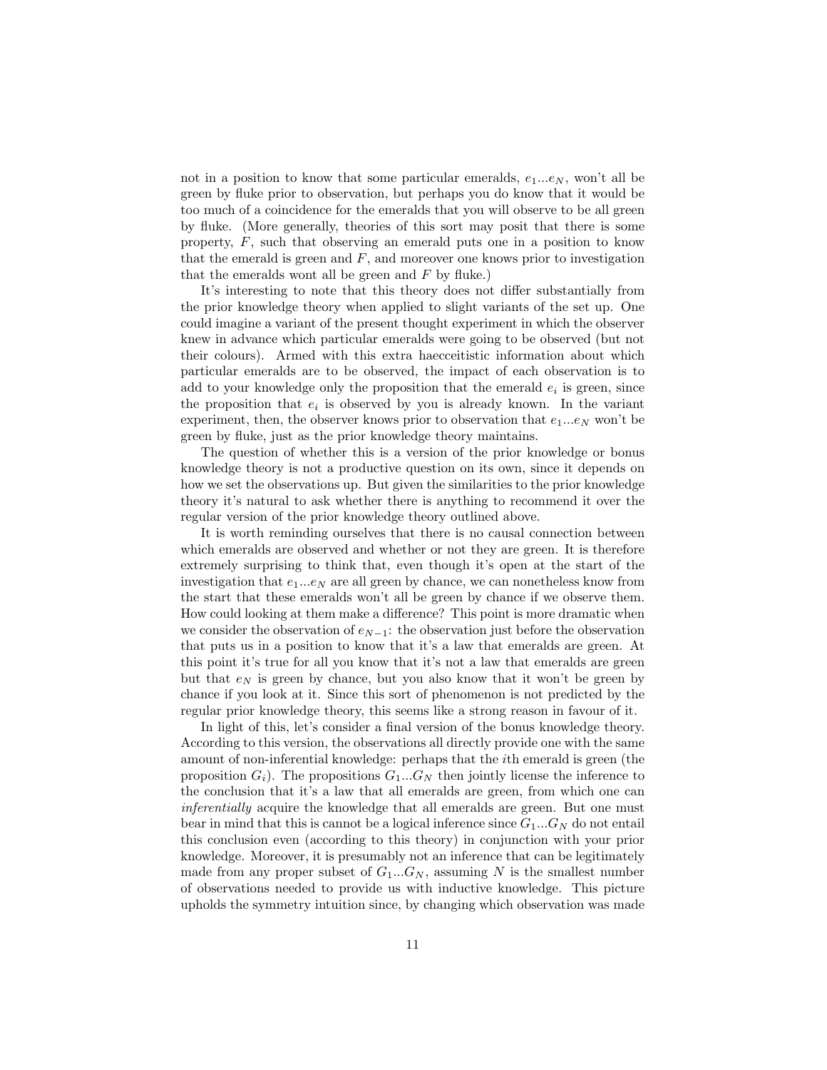not in a position to know that some particular emeralds, $e_1...e_N$, won't all be green by fluke prior to observation, but perhaps you do know that it would be too much of a coincidence for the emeralds that you will observe to be all green by fluke. (More generally, theories of this sort may posit that there is some property, $F$, such that observing an emerald puts one in a position to know that the emerald is green and $F$, and moreover one knows prior to investigation that the emeralds wont all be green and $F$ by fluke.)

It's interesting to note that this theory does not differ substantially from the prior knowledge theory when applied to slight variants of the set up. One could imagine a variant of the present thought experiment in which the observer knew in advance which particular emeralds were going to be observed (but not their colours). Armed with this extra haecceitistic information about which particular emeralds are to be observed, the impact of each observation is to add to your knowledge only the proposition that the emerald $e_i$ is green, since the proposition that $e_i$ is observed by you is already known. In the variant experiment, then, the observer knows prior to observation that $e_1...e_N$ won't be green by fluke, just as the prior knowledge theory maintains.

The question of whether this is a version of the prior knowledge or bonus knowledge theory is not a productive question on its own, since it depends on how we set the observations up. But given the similarities to the prior knowledge theory it's natural to ask whether there is anything to recommend it over the regular version of the prior knowledge theory outlined above.

It is worth reminding ourselves that there is no causal connection between which emeralds are observed and whether or not they are green. It is therefore extremely surprising to think that, even though it's open at the start of the investigation that $e_1...e_N$ are all green by chance, we can nonetheless know from the start that these emeralds won't all be green by chance if we observe them. How could looking at them make a difference? This point is more dramatic when we consider the observation of $e_{N-1}$: the observation just before the observation that puts us in a position to know that it's a law that emeralds are green. At this point it's true for all you know that it's not a law that emeralds are green but that $e_N$ is green by chance, but you also know that it won't be green by chance if you look at it. Since this sort of phenomenon is not predicted by the regular prior knowledge theory, this seems like a strong reason in favour of it.

In light of this, let's consider a final version of the bonus knowledge theory. According to this version, the observations all directly provide one with the same amount of non-inferential knowledge: perhaps that the $i$th emerald is green (the proposition $G_i$). The propositions $G_1...G_N$ then jointly license the inference to the conclusion that it's a law that all emeralds are green, from which one can *inferentially* acquire the knowledge that all emeralds are green. But one must bear in mind that this is cannot be a logical inference since $G_1...G_N$ do not entail this conclusion even (according to this theory) in conjunction with your prior knowledge. Moreover, it is presumably not an inference that can be legitimately made from any proper subset of $G_1...G_N$, assuming $N$ is the smallest number of observations needed to provide us with inductive knowledge. This picture upholds the symmetry intuition since, by changing which observation was made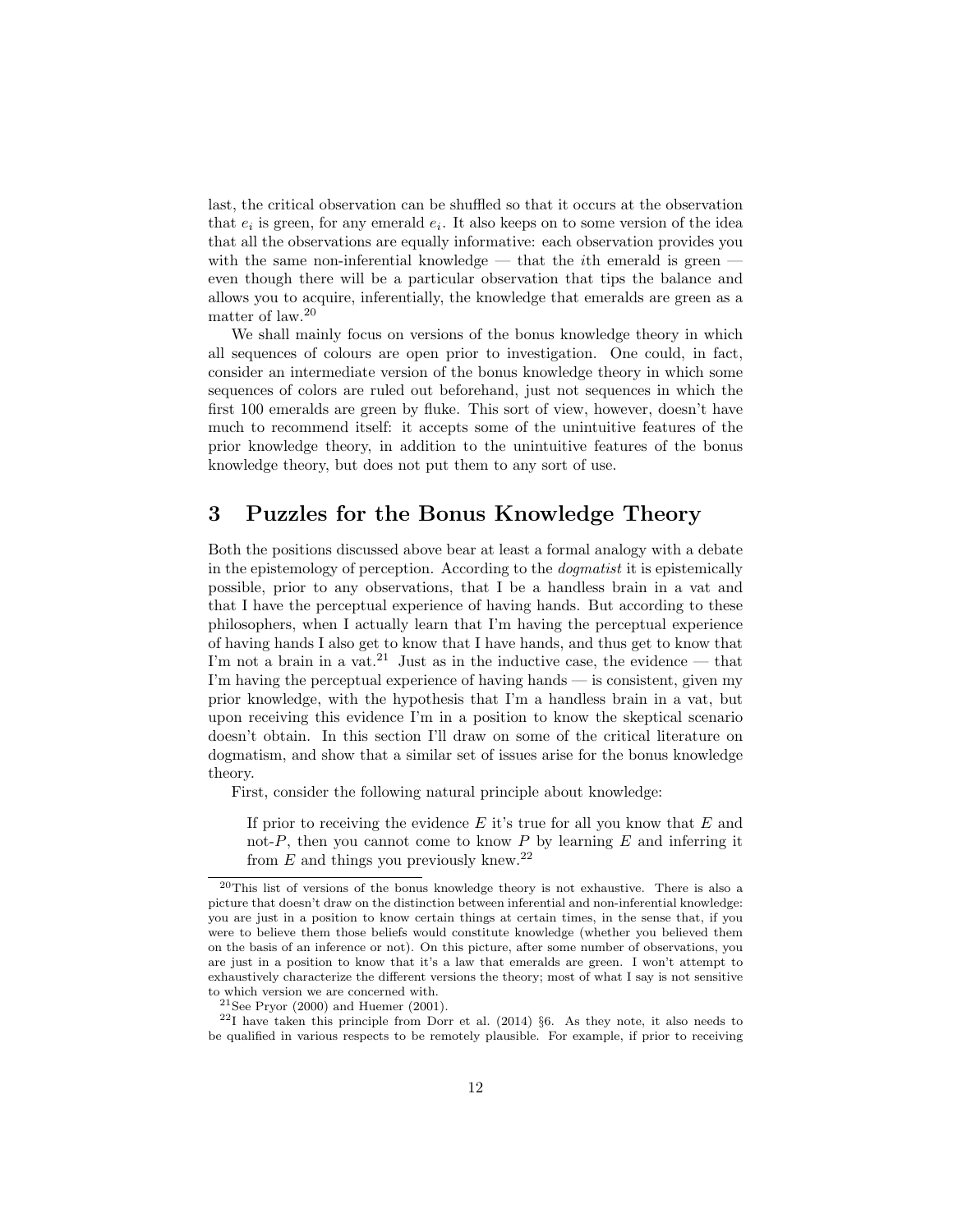last, the critical observation can be shuffled so that it occurs at the observation that $e_i$ is green, for any emerald $e_i$. It also keeps on to some version of the idea that all the observations are equally informative: each observation provides you with the same non-inferential knowledge — that the $i$th emerald is green — even though there will be a particular observation that tips the balance and allows you to acquire, inferentially, the knowledge that emeralds are green as a matter of law.[20]

We shall mainly focus on versions of the bonus knowledge theory in which all sequences of colours are open prior to investigation. One could, in fact, consider an intermediate version of the bonus knowledge theory in which some sequences of colors are ruled out beforehand, just not sequences in which the first 100 emeralds are green by fluke. This sort of view, however, doesn't have much to recommend itself: it accepts some of the unintuitive features of the prior knowledge theory, in addition to the unintuitive features of the bonus knowledge theory, but does not put them to any sort of use.

## 3 Puzzles for the Bonus Knowledge Theory

Both the positions discussed above bear at least a formal analogy with a debate in the epistemology of perception. According to the *dogmatist* it is epistemically possible, prior to any observations, that I be a handless brain in a vat and that I have the perceptual experience of having hands. But according to these philosophers, when I actually learn that I'm having the perceptual experience of having hands I also get to know that I have hands, and thus get to know that I'm not a brain in a vat.[21] Just as in the inductive case, the evidence — that I'm having the perceptual experience of having hands — is consistent, given my prior knowledge, with the hypothesis that I'm a handless brain in a vat, but upon receiving this evidence I'm in a position to know the skeptical scenario doesn't obtain. In this section I'll draw on some of the critical literature on dogmatism, and show that a similar set of issues arise for the bonus knowledge theory.

First, consider the following natural principle about knowledge:

> If prior to receiving the evidence $E$ it's true for all you know that $E$ and not-$P$, then you cannot come to know $P$ by learning $E$ and inferring it from $E$ and things you previously knew.[22]

---

[20] This list of versions of the bonus knowledge theory is not exhaustive. There is also a picture that doesn't draw on the distinction between inferential and non-inferential knowledge: you are just in a position to know certain things at certain times, in the sense that, if you were to believe them those beliefs would constitute knowledge (whether you believed them on the basis of an inference or not). On this picture, after some number of observations, you are just in a position to know that it's a law that emeralds are green. I won't attempt to exhaustively characterize the different versions the theory; most of what I say is not sensitive to which version we are concerned with.

[21] See Pryor (2000) and Huemer (2001).

[22] I have taken this principle from Dorr et al. (2014) §6. As they note, it also needs to be qualified in various respects to be remotely plausible. For example, if prior to receiving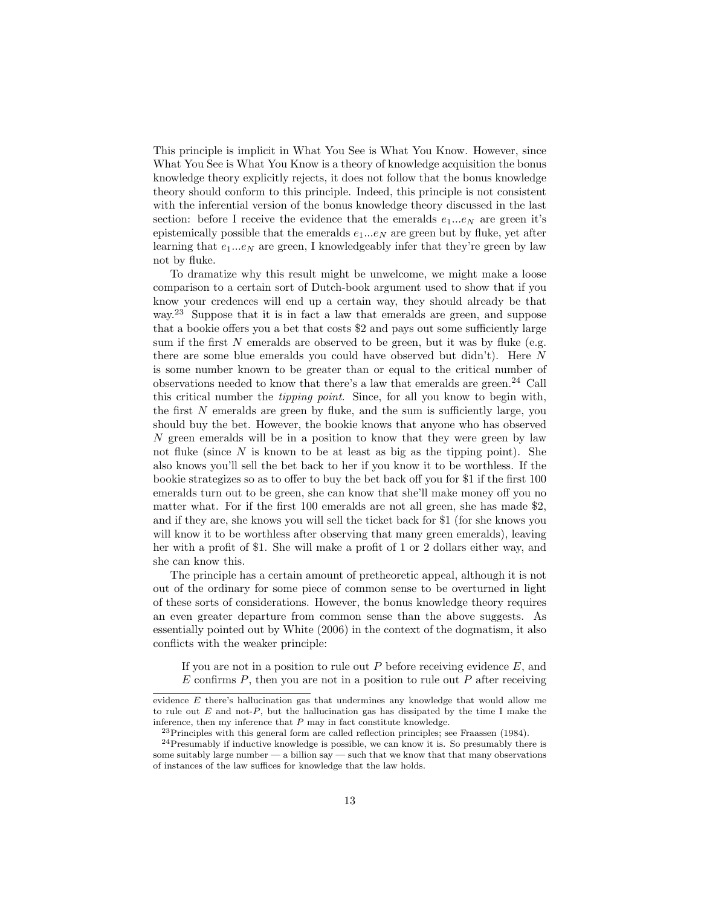This principle is implicit in What You See is What You Know. However, since What You See is What You Know is a theory of knowledge acquisition the bonus knowledge theory explicitly rejects, it does not follow that the bonus knowledge theory should conform to this principle. Indeed, this principle is not consistent with the inferential version of the bonus knowledge theory discussed in the last section: before I receive the evidence that the emeralds $e_1 ... e_N$ are green it's epistemically possible that the emeralds $e_1 ... e_N$ are green but by fluke, yet after learning that $e_1 ... e_N$ are green, I knowledgeably infer that they're green by law not by fluke.

To dramatize why this result might be unwelcome, we might make a loose comparison to a certain sort of Dutch-book argument used to show that if you know your credences will end up a certain way, they should already be that way.[23] Suppose that it is in fact a law that emeralds are green, and suppose that a bookie offers you a bet that costs \$2 and pays out some sufficiently large sum if the first $N$ emeralds are observed to be green, but it was by fluke (e.g. there are some blue emeralds you could have observed but didn't). Here $N$ is some number known to be greater than or equal to the critical number of observations needed to know that there's a law that emeralds are green.[24] Call this critical number the *tipping point*. Since, for all you know to begin with, the first $N$ emeralds are green by fluke, and the sum is sufficiently large, you should buy the bet. However, the bookie knows that anyone who has observed $N$ green emeralds will be in a position to know that they were green by law not fluke (since $N$ is known to be at least as big as the tipping point). She also knows you'll sell the bet back to her if you know it to be worthless. If the bookie strategizes so as to offer to buy the bet back off you for \$1 if the first 100 emeralds turn out to be green, she can know that she'll make money off you no matter what. For if the first 100 emeralds are not all green, she has made \$2, and if they are, she knows you will sell the ticket back for \$1 (for she knows you will know it to be worthless after observing that many green emeralds), leaving her with a profit of \$1. She will make a profit of 1 or 2 dollars either way, and she can know this.

The principle has a certain amount of pretheoretic appeal, although it is not out of the ordinary for some piece of common sense to be overturned in light of these sorts of considerations. However, the bonus knowledge theory requires an even greater departure from common sense than the above suggests. As essentially pointed out by White (2006) in the context of the dogmatism, it also conflicts with the weaker principle:

> If you are not in a position to rule out $P$ before receiving evidence $E$, and $E$ confirms $P$, then you are not in a position to rule out $P$ after receiving

evidence $E$ there's hallucination gas that undermines any knowledge that would allow me to rule out $E$ and not-$P$, but the hallucination gas has dissipated by the time I make the inference, then my inference that $P$ may in fact constitute knowledge.

[23] Principles with this general form are called reflection principles; see Fraassen (1984).

[24] Presumably if inductive knowledge is possible, we can know it is. So presumably there is some suitably large number — a billion say — such that we know that that many observations of instances of the law suffices for knowledge that the law holds.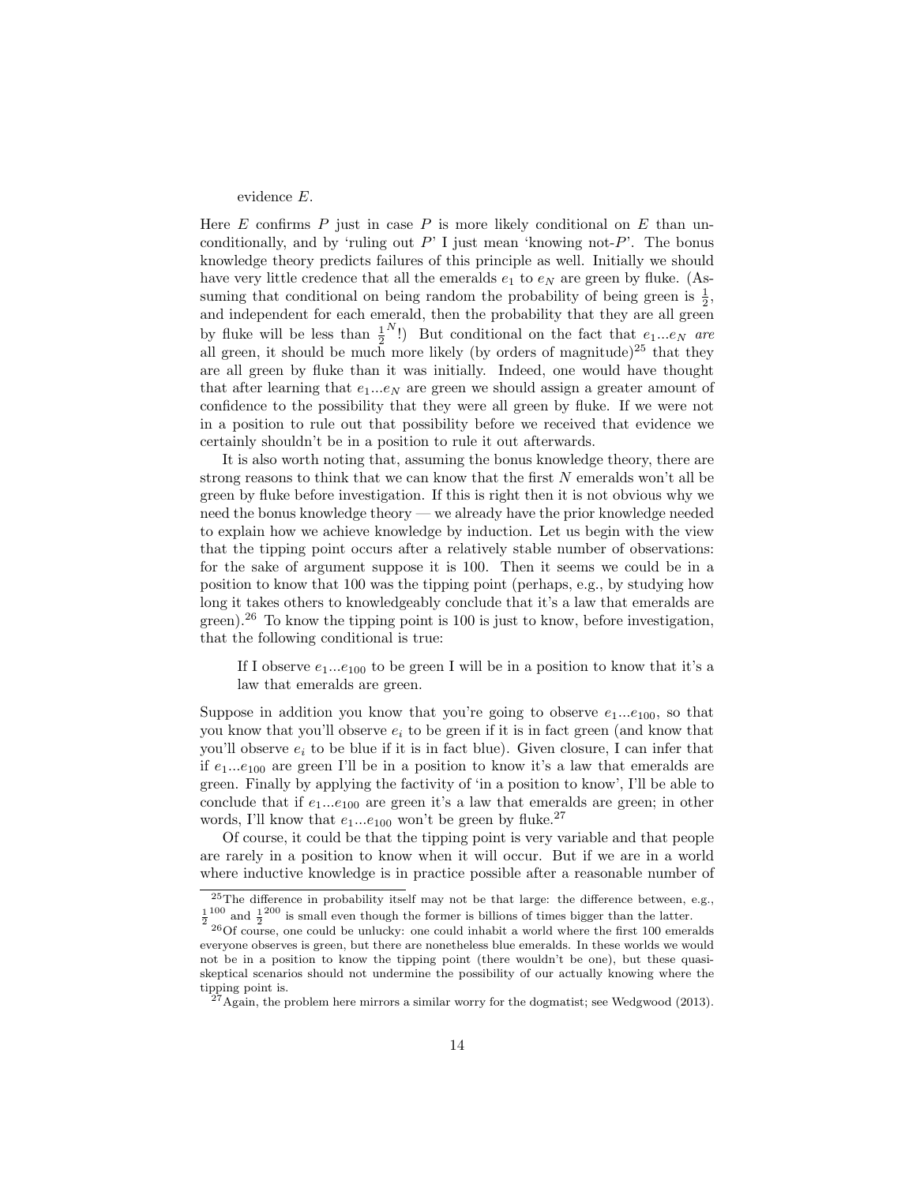evidence $E$.

Here $E$ confirms $P$ just in case $P$ is more likely conditional on $E$ than unconditionally, and by 'ruling out $P$' I just mean 'knowing not-$P$'. The bonus knowledge theory predicts failures of this principle as well. Initially we should have very little credence that all the emeralds $e_1$ to $e_N$ are green by fluke. (Assuming that conditional on being random the probability of being green is $\frac{1}{2}$, and independent for each emerald, then the probability that they are all green by fluke will be less than $\frac{1}{2}^N$!) But conditional on the fact that $e_1...e_N$ *are* all green, it should be much more likely (by orders of magnitude)[25] that they are all green by fluke than it was initially. Indeed, one would have thought that after learning that $e_1...e_N$ are green we should assign a greater amount of confidence to the possibility that they were all green by fluke. If we were not in a position to rule out that possibility before we received that evidence we certainly shouldn't be in a position to rule it out afterwards.

It is also worth noting that, assuming the bonus knowledge theory, there are strong reasons to think that we can know that the first $N$ emeralds won't all be green by fluke before investigation. If this is right then it is not obvious why we need the bonus knowledge theory — we already have the prior knowledge needed to explain how we achieve knowledge by induction. Let us begin with the view that the tipping point occurs after a relatively stable number of observations: for the sake of argument suppose it is 100. Then it seems we could be in a position to know that 100 was the tipping point (perhaps, e.g., by studying how long it takes others to knowledgeably conclude that it's a law that emeralds are green).[26] To know the tipping point is 100 is just to know, before investigation, that the following conditional is true:

> If I observe $e_1...e_{100}$ to be green I will be in a position to know that it's a law that emeralds are green.

Suppose in addition you know that you're going to observe $e_1...e_{100}$, so that you know that you'll observe $e_i$ to be green if it is in fact green (and know that you'll observe $e_i$ to be blue if it is in fact blue). Given closure, I can infer that if $e_1...e_{100}$ are green I'll be in a position to know it's a law that emeralds are green. Finally by applying the factivity of 'in a position to know', I'll be able to conclude that if $e_1...e_{100}$ are green it's a law that emeralds are green; in other words, I'll know that $e_1...e_{100}$ won't be green by fluke.[27]

Of course, it could be that the tipping point is very variable and that people are rarely in a position to know when it will occur. But if we are in a world where inductive knowledge is in practice possible after a reasonable number of

---

[25] The difference in probability itself may not be that large: the difference between, e.g., $\frac{1}{2}^{100}$ and $\frac{1}{2}^{200}$ is small even though the former is billions of times bigger than the latter.

[26] Of course, one could be unlucky: one could inhabit a world where the first 100 emeralds everyone observes is green, but there are nonetheless blue emeralds. In these worlds we would not be in a position to know the tipping point (there wouldn't be one), but these quasi-skeptical scenarios should not undermine the possibility of our actually knowing where the tipping point is.

[27] Again, the problem here mirrors a similar worry for the dogmatist; see Wedgwood (2013).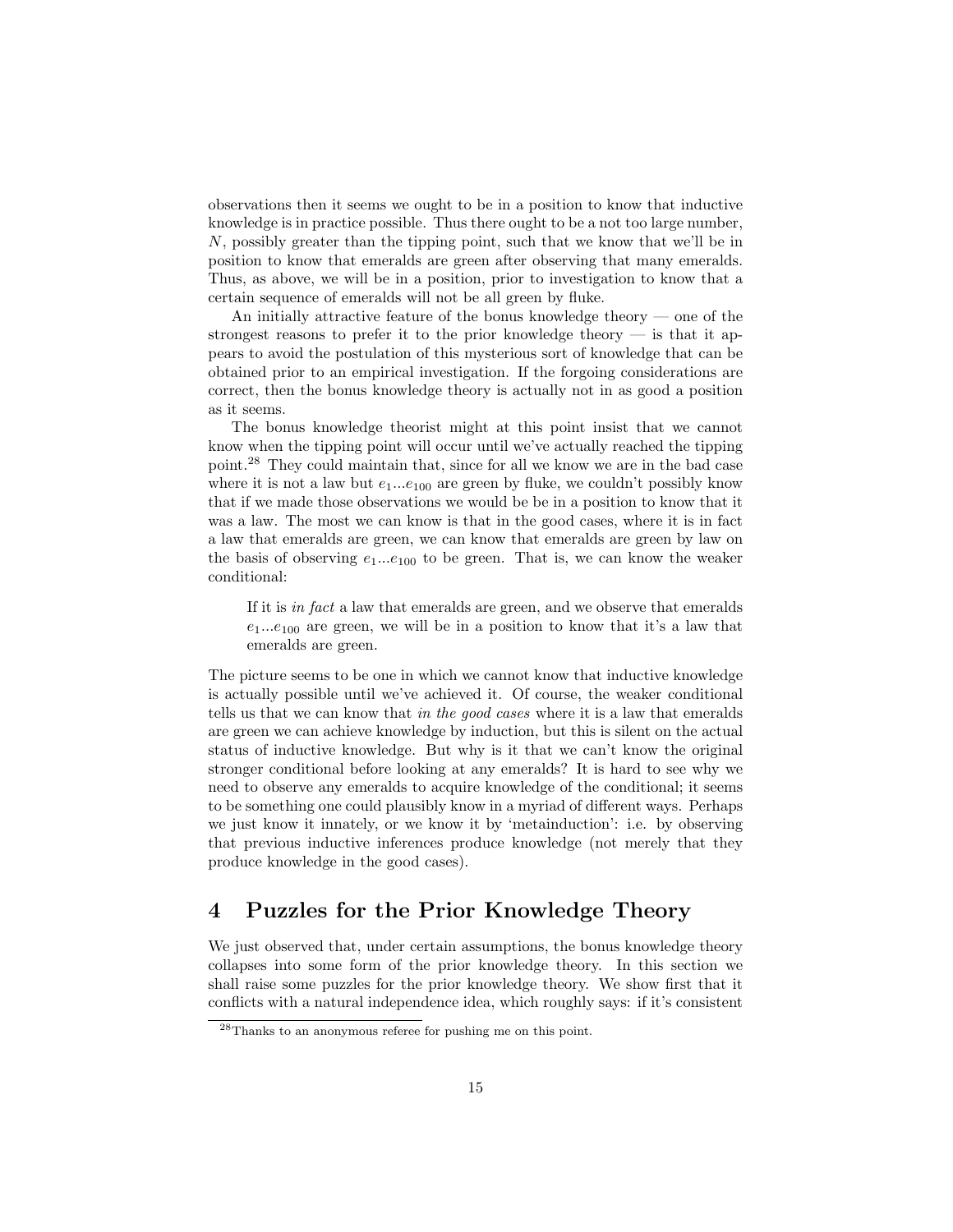observations then it seems we ought to be in a position to know that inductive knowledge is in practice possible. Thus there ought to be a not too large number, $N$, possibly greater than the tipping point, such that we know that we'll be in position to know that emeralds are green after observing that many emeralds. Thus, as above, we will be in a position, prior to investigation to know that a certain sequence of emeralds will not be all green by fluke.

An initially attractive feature of the bonus knowledge theory — one of the strongest reasons to prefer it to the prior knowledge theory — is that it appears to avoid the postulation of this mysterious sort of knowledge that can be obtained prior to an empirical investigation. If the forgoing considerations are correct, then the bonus knowledge theory is actually not in as good a position as it seems.

The bonus knowledge theorist might at this point insist that we cannot know when the tipping point will occur until we've actually reached the tipping point.[28] They could maintain that, since for all we know we are in the bad case where it is not a law but $e_1...e_{100}$ are green by fluke, we couldn't possibly know that if we made those observations we would be be in a position to know that it was a law. The most we can know is that in the good cases, where it is in fact a law that emeralds are green, we can know that emeralds are green by law on the basis of observing $e_1...e_{100}$ to be green. That is, we can know the weaker conditional:

> If it is *in fact* a law that emeralds are green, and we observe that emeralds $e_1...e_{100}$ are green, we will be in a position to know that it's a law that emeralds are green.

The picture seems to be one in which we cannot know that inductive knowledge is actually possible until we've achieved it. Of course, the weaker conditional tells us that we can know that *in the good cases* where it is a law that emeralds are green we can achieve knowledge by induction, but this is silent on the actual status of inductive knowledge. But why is it that we can't know the original stronger conditional before looking at any emeralds? It is hard to see why we need to observe any emeralds to acquire knowledge of the conditional; it seems to be something one could plausibly know in a myriad of different ways. Perhaps we just know it innately, or we know it by 'metainduction': i.e. by observing that previous inductive inferences produce knowledge (not merely that they produce knowledge in the good cases).

## 4 Puzzles for the Prior Knowledge Theory

We just observed that, under certain assumptions, the bonus knowledge theory collapses into some form of the prior knowledge theory. In this section we shall raise some puzzles for the prior knowledge theory. We show first that it conflicts with a natural independence idea, which roughly says: if it's consistent

[28] Thanks to an anonymous referee for pushing me on this point.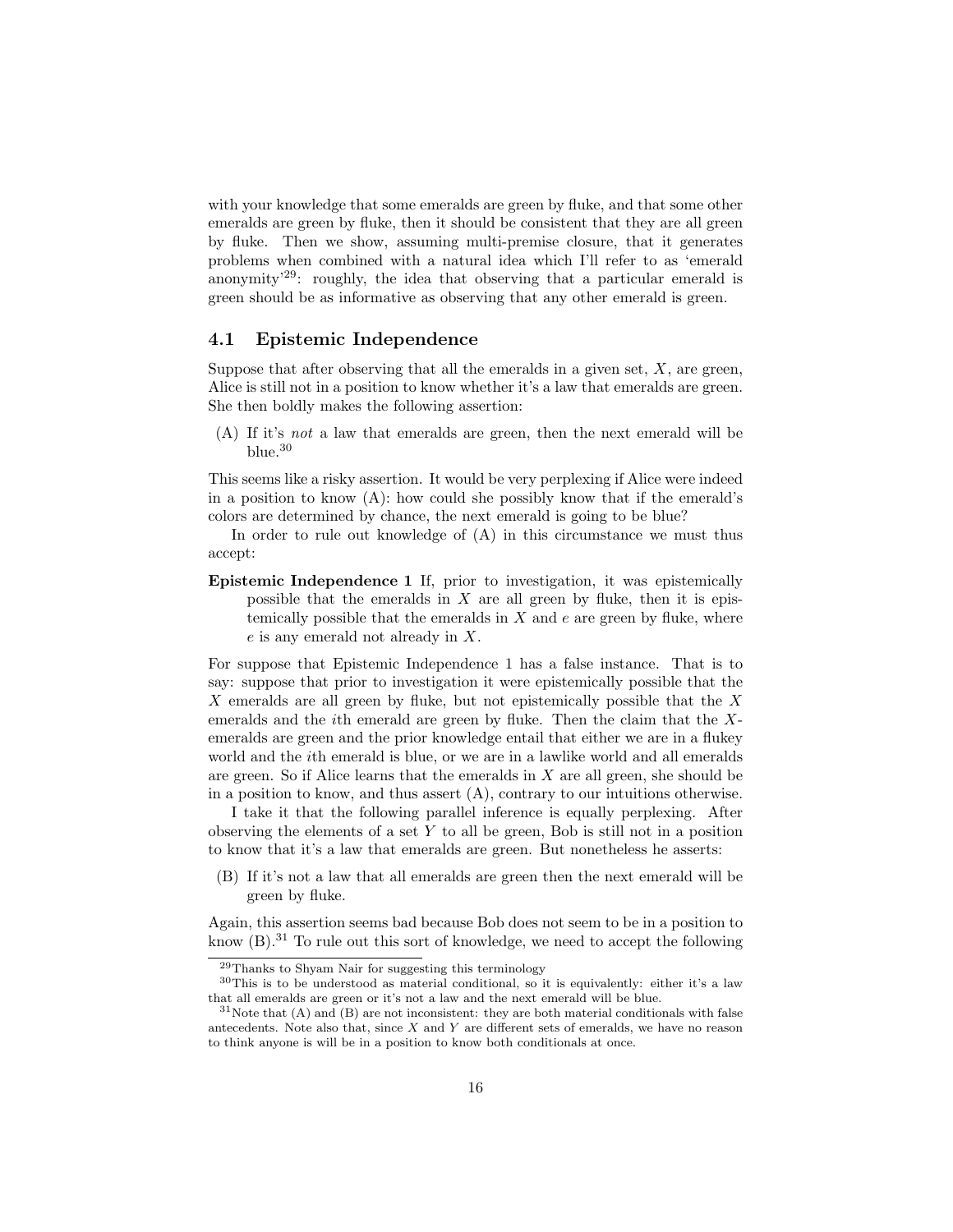with your knowledge that some emeralds are green by fluke, and that some other emeralds are green by fluke, then it should be consistent that they are all green by fluke. Then we show, assuming multi-premise closure, that it generates problems when combined with a natural idea which I'll refer to as 'emerald anonymity'[29]: roughly, the idea that observing that a particular emerald is green should be as informative as observing that any other emerald is green.

### 4.1 Epistemic Independence

Suppose that after observing that all the emeralds in a given set, $X$, are green, Alice is still not in a position to know whether it's a law that emeralds are green. She then boldly makes the following assertion:

(A) If it's *not* a law that emeralds are green, then the next emerald will be blue.[30]

This seems like a risky assertion. It would be very perplexing if Alice were indeed in a position to know (A): how could she possibly know that if the emerald's colors are determined by chance, the next emerald is going to be blue?

In order to rule out knowledge of (A) in this circumstance we must thus accept:

**Epistemic Independence 1** If, prior to investigation, it was epistemically possible that the emeralds in $X$ are all green by fluke, then it is epistemically possible that the emeralds in $X$ and $e$ are green by fluke, where $e$ is any emerald not already in $X$.

For suppose that Epistemic Independence 1 has a false instance. That is to say: suppose that prior to investigation it were epistemically possible that the $X$ emeralds are all green by fluke, but not epistemically possible that the $X$ emeralds and the $i$th emerald are green by fluke. Then the claim that the $X$-emeralds are green and the prior knowledge entail that either we are in a flukey world and the $i$th emerald is blue, or we are in a lawlike world and all emeralds are green. So if Alice learns that the emeralds in $X$ are all green, she should be in a position to know, and thus assert (A), contrary to our intuitions otherwise.

I take it that the following parallel inference is equally perplexing. After observing the elements of a set $Y$ to all be green, Bob is still not in a position to know that it's a law that emeralds are green. But nonetheless he asserts:

(B) If it's not a law that all emeralds are green then the next emerald will be green by fluke.

Again, this assertion seems bad because Bob does not seem to be in a position to know (B).[31] To rule out this sort of knowledge, we need to accept the following

[29] Thanks to Shyam Nair for suggesting this terminology

[30] This is to be understood as material conditional, so it is equivalently: either it's a law that all emeralds are green or it's not a law and the next emerald will be blue.

[31] Note that (A) and (B) are not inconsistent: they are both material conditionals with false antecedents. Note also that, since $X$ and $Y$ are different sets of emeralds, we have no reason to think anyone is will be in a position to know both conditionals at once.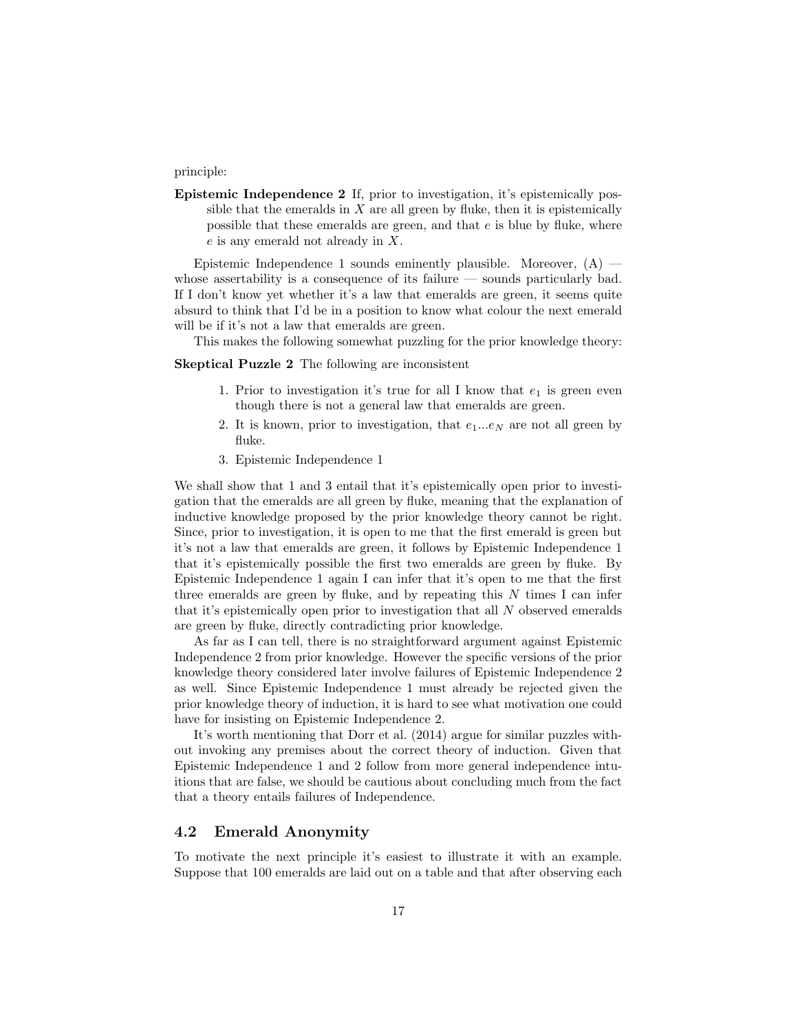principle:

**Epistemic Independence 2** If, prior to investigation, it's epistemically possible that the emeralds in $X$ are all green by fluke, then it is epistemically possible that these emeralds are green, and that $e$ is blue by fluke, where $e$ is any emerald not already in $X$.

Epistemic Independence 1 sounds eminently plausible. Moreover, (A) — whose assertability is a consequence of its failure — sounds particularly bad. If I don't know yet whether it's a law that emeralds are green, it seems quite absurd to think that I'd be in a position to know what colour the next emerald will be if it's not a law that emeralds are green.

This makes the following somewhat puzzling for the prior knowledge theory:

**Skeptical Puzzle 2** The following are inconsistent

1. Prior to investigation it's true for all I know that $e_1$ is green even though there is not a general law that emeralds are green.
2. It is known, prior to investigation, that $e_1 ... e_N$ are not all green by fluke.
3. Epistemic Independence 1

We shall show that 1 and 3 entail that it's epistemically open prior to investigation that the emeralds are all green by fluke, meaning that the explanation of inductive knowledge proposed by the prior knowledge theory cannot be right. Since, prior to investigation, it is open to me that the first emerald is green but it's not a law that emeralds are green, it follows by Epistemic Independence 1 that it's epistemically possible the first two emeralds are green by fluke. By Epistemic Independence 1 again I can infer that it's open to me that the first three emeralds are green by fluke, and by repeating this $N$ times I can infer that it's epistemically open prior to investigation that all $N$ observed emeralds are green by fluke, directly contradicting prior knowledge.

As far as I can tell, there is no straightforward argument against Epistemic Independence 2 from prior knowledge. However the specific versions of the prior knowledge theory considered later involve failures of Epistemic Independence 2 as well. Since Epistemic Independence 1 must already be rejected given the prior knowledge theory of induction, it is hard to see what motivation one could have for insisting on Epistemic Independence 2.

It's worth mentioning that Dorr et al. (2014) argue for similar puzzles without invoking any premises about the correct theory of induction. Given that Epistemic Independence 1 and 2 follow from more general independence intuitions that are false, we should be cautious about concluding much from the fact that a theory entails failures of Independence.

## 4.2 Emerald Anonymity

To motivate the next principle it's easiest to illustrate it with an example. Suppose that 100 emeralds are laid out on a table and that after observing each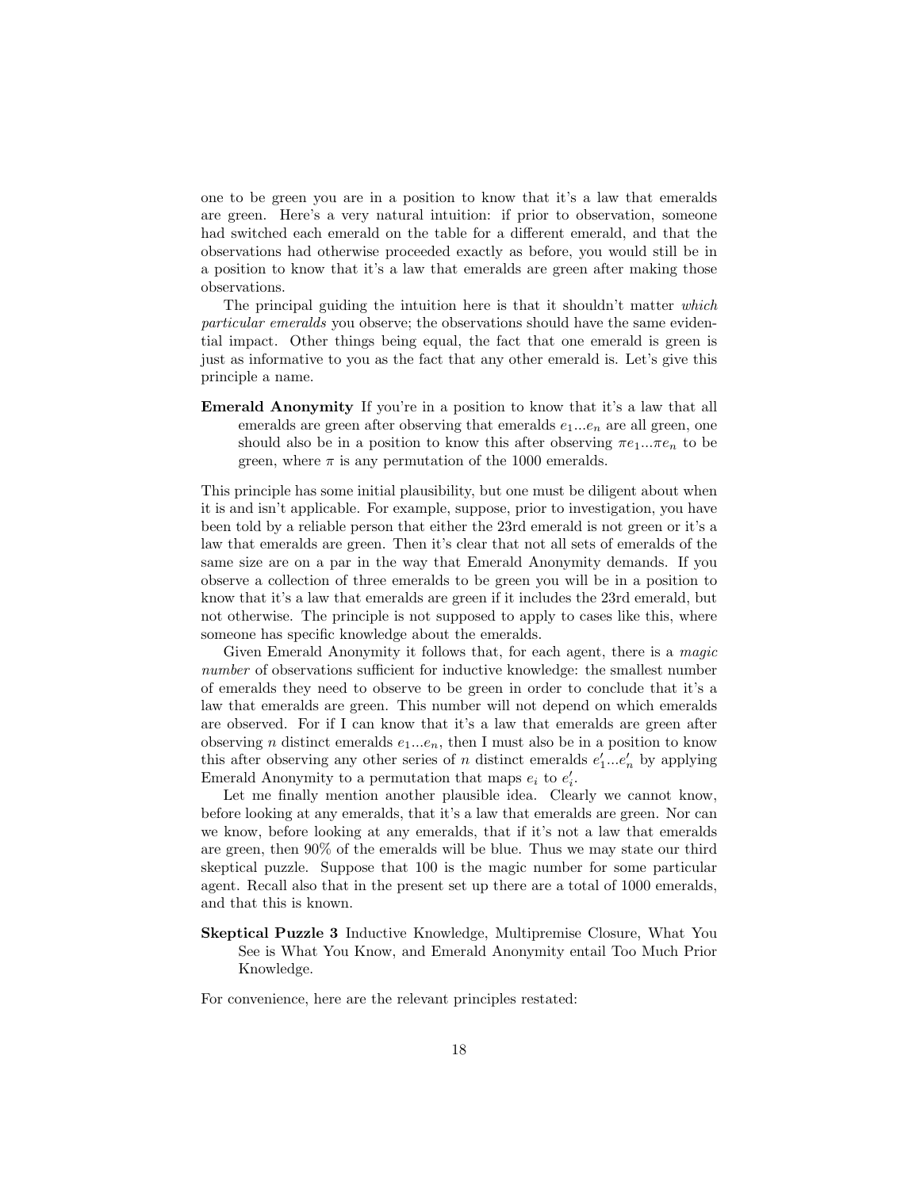one to be green you are in a position to know that it's a law that emeralds are green. Here's a very natural intuition: if prior to observation, someone had switched each emerald on the table for a different emerald, and that the observations had otherwise proceeded exactly as before, you would still be in a position to know that it's a law that emeralds are green after making those observations.

The principal guiding the intuition here is that it shouldn't matter *which particular emeralds* you observe; the observations should have the same evidential impact. Other things being equal, the fact that one emerald is green is just as informative to you as the fact that any other emerald is. Let's give this principle a name.

**Emerald Anonymity** If you're in a position to know that it's a law that all emeralds are green after observing that emeralds $e_1...e_n$ are all green, one should also be in a position to know this after observing $\pi e_1...\pi e_n$ to be green, where $\pi$ is any permutation of the 1000 emeralds.

This principle has some initial plausibility, but one must be diligent about when it is and isn't applicable. For example, suppose, prior to investigation, you have been told by a reliable person that either the 23rd emerald is not green or it's a law that emeralds are green. Then it's clear that not all sets of emeralds of the same size are on a par in the way that Emerald Anonymity demands. If you observe a collection of three emeralds to be green you will be in a position to know that it's a law that emeralds are green if it includes the 23rd emerald, but not otherwise. The principle is not supposed to apply to cases like this, where someone has specific knowledge about the emeralds.

Given Emerald Anonymity it follows that, for each agent, there is a *magic number* of observations sufficient for inductive knowledge: the smallest number of emeralds they need to observe to be green in order to conclude that it's a law that emeralds are green. This number will not depend on which emeralds are observed. For if I can know that it's a law that emeralds are green after observing $n$ distinct emeralds $e_1...e_n$, then I must also be in a position to know this after observing any other series of $n$ distinct emeralds $e'_1...e'_n$ by applying Emerald Anonymity to a permutation that maps $e_i$ to $e'_i$.

Let me finally mention another plausible idea. Clearly we cannot know, before looking at any emeralds, that it's a law that emeralds are green. Nor can we know, before looking at any emeralds, that if it's not a law that emeralds are green, then 90% of the emeralds will be blue. Thus we may state our third skeptical puzzle. Suppose that 100 is the magic number for some particular agent. Recall also that in the present set up there are a total of 1000 emeralds, and that this is known.

**Skeptical Puzzle 3** Inductive Knowledge, Multipremise Closure, What You See is What You Know, and Emerald Anonymity entail Too Much Prior Knowledge.

For convenience, here are the relevant principles restated: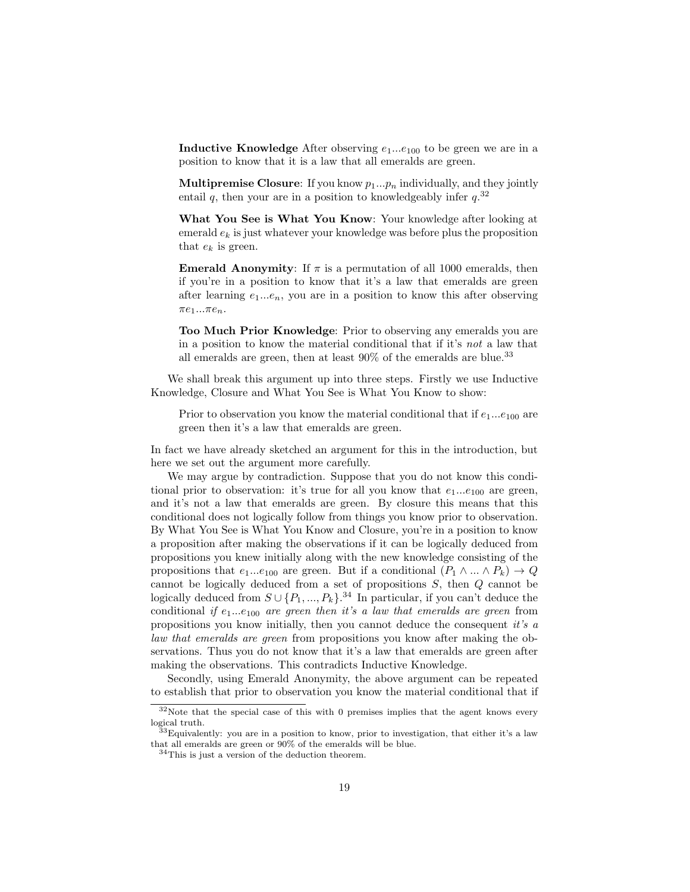**Inductive Knowledge** After observing $e_1 ... e_{100}$ to be green we are in a position to know that it is a law that all emeralds are green.

**Multipremise Closure**: If you know $p_1 ... p_n$ individually, and they jointly entail $q$, then your are in a position to knowledgeably infer $q$.[32]

**What You See is What You Know**: Your knowledge after looking at emerald $e_k$ is just whatever your knowledge was before plus the proposition that $e_k$ is green.

**Emerald Anonymity**: If $\pi$ is a permutation of all 1000 emeralds, then if you're in a position to know that it's a law that emeralds are green after learning $e_1 ... e_n$, you are in a position to know this after observing $\pi e_1 ... \pi e_n$.

**Too Much Prior Knowledge**: Prior to observing any emeralds you are in a position to know the material conditional that if it's *not* a law that all emeralds are green, then at least 90% of the emeralds are blue.[33]

We shall break this argument up into three steps. Firstly we use Inductive Knowledge, Closure and What You See is What You Know to show:

Prior to observation you know the material conditional that if $e_1 ... e_{100}$ are green then it's a law that emeralds are green.

In fact we have already sketched an argument for this in the introduction, but here we set out the argument more carefully.

We may argue by contradiction. Suppose that you do not know this conditional prior to observation: it's true for all you know that $e_1 ... e_{100}$ are green, and it's not a law that emeralds are green. By closure this means that this conditional does not logically follow from things you know prior to observation. By What You See is What You Know and Closure, you're in a position to know a proposition after making the observations if it can be logically deduced from propositions you knew initially along with the new knowledge consisting of the propositions that $e_1 ... e_{100}$ are green. But if a conditional $(P_1 \wedge ... \wedge P_k) \rightarrow Q$ cannot be logically deduced from a set of propositions $S$, then $Q$ cannot be logically deduced from $S \cup \{P_1, ..., P_k\}$.[34] In particular, if you can't deduce the conditional *if* $e_1 ... e_{100}$ *are green then it's a law that emeralds are green* from propositions you know initially, then you cannot deduce the consequent *it's a law that emeralds are green* from propositions you know after making the observations. Thus you do not know that it's a law that emeralds are green after making the observations. This contradicts Inductive Knowledge.

Secondly, using Emerald Anonymity, the above argument can be repeated to establish that prior to observation you know the material conditional that if

---

[32] Note that the special case of this with 0 premises implies that the agent knows every logical truth.

[33] Equivalently: you are in a position to know, prior to investigation, that either it's a law that all emeralds are green or 90% of the emeralds will be blue.

[34] This is just a version of the deduction theorem.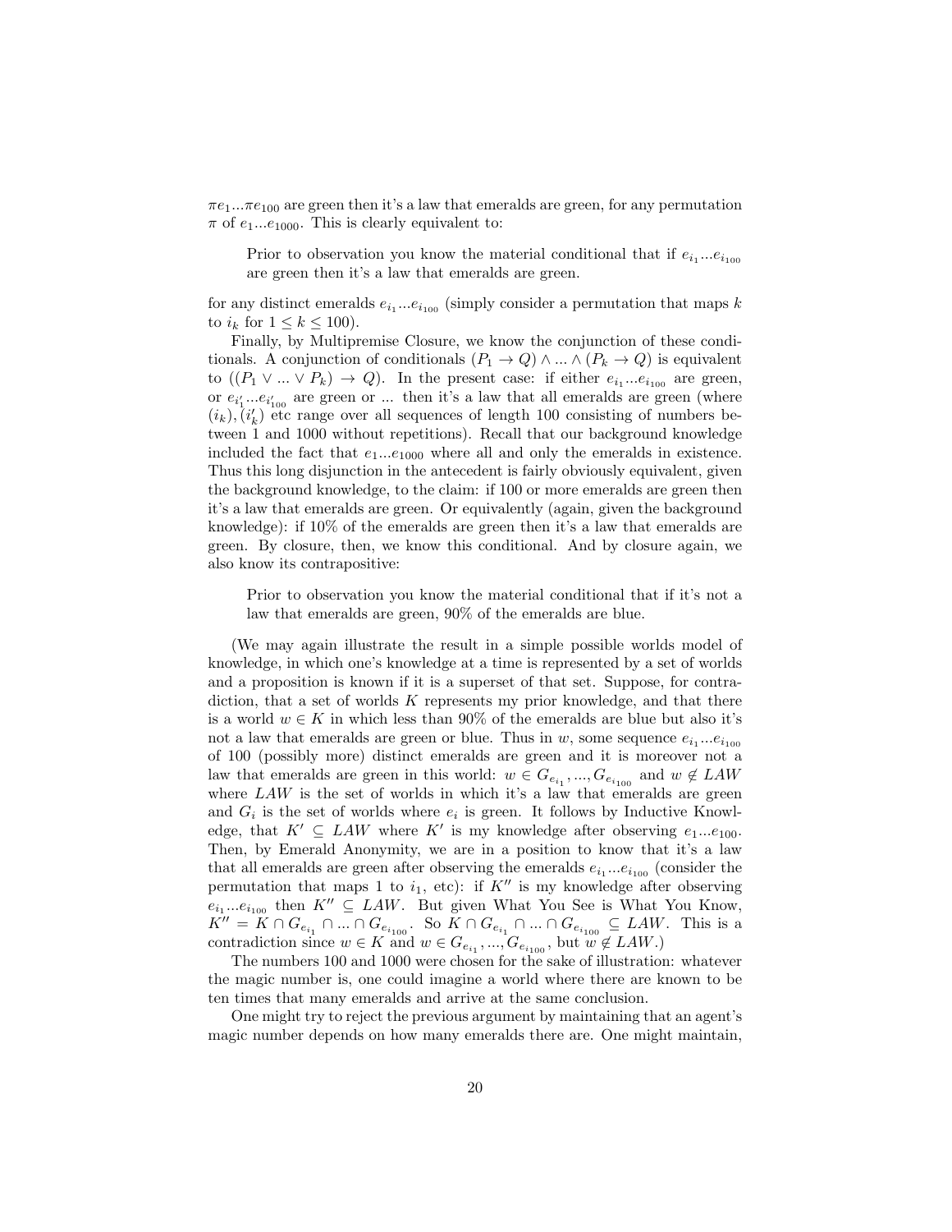$\pi e_1 ... \pi e_{100}$ are green then it's a law that emeralds are green, for any permutation $\pi$ of $e_1 ... e_{1000}$. This is clearly equivalent to:

> Prior to observation you know the material conditional that if $e_{i_1} ... e_{i_{100}}$ are green then it's a law that emeralds are green.

for any distinct emeralds $e_{i_1} ... e_{i_{100}}$ (simply consider a permutation that maps $k$ to $i_k$ for $1 \leq k \leq 100$).

Finally, by Multipremise Closure, we know the conjunction of these conditionals. A conjunction of conditionals $(P_1 \rightarrow Q) \wedge ... \wedge (P_k \rightarrow Q)$ is equivalent to $((P_1 \vee ... \vee P_k) \rightarrow Q)$. In the present case: if either $e_{i_1} ... e_{i_{100}}$ are green, or $e_{i'_1} ... e_{i'_{100}}$ are green or ... then it's a law that all emeralds are green (where $(i_k), (i'_k)$ etc range over all sequences of length 100 consisting of numbers between 1 and 1000 without repetitions). Recall that our background knowledge included the fact that $e_1 ... e_{1000}$ where all and only the emeralds in existence. Thus this long disjunction in the antecedent is fairly obviously equivalent, given the background knowledge, to the claim: if 100 or more emeralds are green then it's a law that emeralds are green. Or equivalently (again, given the background knowledge): if 10% of the emeralds are green then it's a law that emeralds are green. By closure, then, we know this conditional. And by closure again, we also know its contrapositive:

> Prior to observation you know the material conditional that if it's not a law that emeralds are green, 90% of the emeralds are blue.

(We may again illustrate the result in a simple possible worlds model of knowledge, in which one's knowledge at a time is represented by a set of worlds and a proposition is known if it is a superset of that set. Suppose, for contradiction, that a set of worlds $K$ represents my prior knowledge, and that there is a world $w \in K$ in which less than 90% of the emeralds are blue but also it's not a law that emeralds are green or blue. Thus in $w$, some sequence $e_{i_1} ... e_{i_{100}}$ of 100 (possibly more) distinct emeralds are green and it is moreover not a law that emeralds are green in this world: $w \in G_{e_{i_1}}, ..., G_{e_{i_{100}}}$ and $w \notin LAW$ where $LAW$ is the set of worlds in which it's a law that emeralds are green and $G_i$ is the set of worlds where $e_i$ is green. It follows by Inductive Knowledge, that $K' \subseteq LAW$ where $K'$ is my knowledge after observing $e_1 ... e_{100}$. Then, by Emerald Anonymity, we are in a position to know that it's a law that all emeralds are green after observing the emeralds $e_{i_1} ... e_{i_{100}}$ (consider the permutation that maps 1 to $i_1$, etc): if $K''$ is my knowledge after observing $e_{i_1} ... e_{i_{100}}$ then $K'' \subseteq LAW$. But given What You See is What You Know, $K'' = K \cap G_{e_{i_1}} \cap ... \cap G_{e_{i_{100}}}$. So $K \cap G_{e_{i_1}} \cap ... \cap G_{e_{i_{100}}} \subseteq LAW$. This is a contradiction since $w \in K$ and $w \in G_{e_{i_1}}, ..., G_{e_{i_{100}}}$, but $w \notin LAW$.)

The numbers 100 and 1000 were chosen for the sake of illustration: whatever the magic number is, one could imagine a world where there are known to be ten times that many emeralds and arrive at the same conclusion.

One might try to reject the previous argument by maintaining that an agent's magic number depends on how many emeralds there are. One might maintain,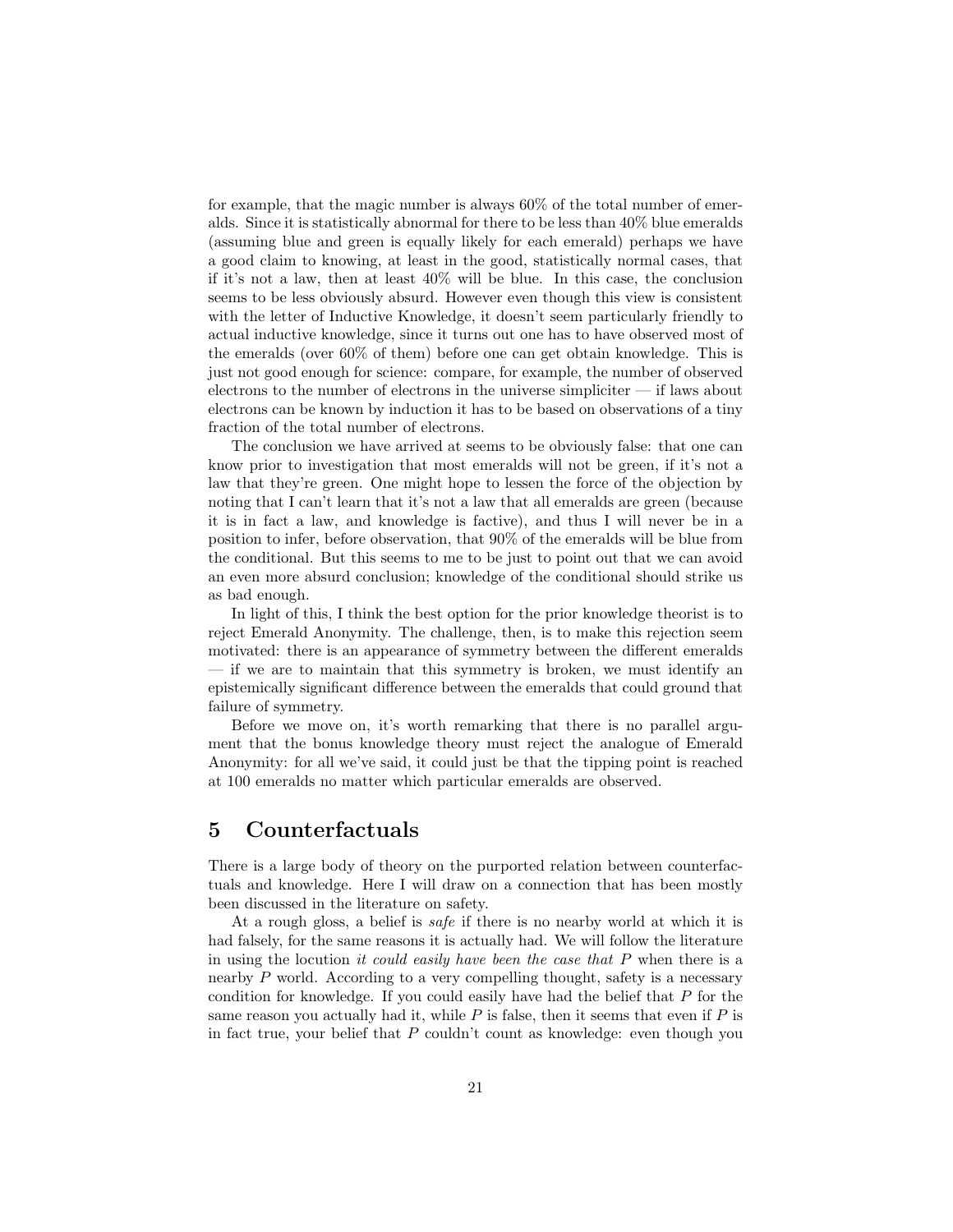for example, that the magic number is always 60% of the total number of emeralds. Since it is statistically abnormal for there to be less than 40% blue emeralds (assuming blue and green is equally likely for each emerald) perhaps we have a good claim to knowing, at least in the good, statistically normal cases, that if it's not a law, then at least 40% will be blue. In this case, the conclusion seems to be less obviously absurd. However even though this view is consistent with the letter of Inductive Knowledge, it doesn't seem particularly friendly to actual inductive knowledge, since it turns out one has to have observed most of the emeralds (over 60% of them) before one can get obtain knowledge. This is just not good enough for science: compare, for example, the number of observed electrons to the number of electrons in the universe simpliciter — if laws about electrons can be known by induction it has to be based on observations of a tiny fraction of the total number of electrons.

The conclusion we have arrived at seems to be obviously false: that one can know prior to investigation that most emeralds will not be green, if it's not a law that they're green. One might hope to lessen the force of the objection by noting that I can't learn that it's not a law that all emeralds are green (because it is in fact a law, and knowledge is factive), and thus I will never be in a position to infer, before observation, that 90% of the emeralds will be blue from the conditional. But this seems to me to be just to point out that we can avoid an even more absurd conclusion; knowledge of the conditional should strike us as bad enough.

In light of this, I think the best option for the prior knowledge theorist is to reject Emerald Anonymity. The challenge, then, is to make this rejection seem motivated: there is an appearance of symmetry between the different emeralds — if we are to maintain that this symmetry is broken, we must identify an epistemically significant difference between the emeralds that could ground that failure of symmetry.

Before we move on, it's worth remarking that there is no parallel argument that the bonus knowledge theory must reject the analogue of Emerald Anonymity: for all we've said, it could just be that the tipping point is reached at 100 emeralds no matter which particular emeralds are observed.

## 5 Counterfactuals

There is a large body of theory on the purported relation between counterfactuals and knowledge. Here I will draw on a connection that has been mostly been discussed in the literature on safety.

At a rough gloss, a belief is *safe* if there is no nearby world at which it is had falsely, for the same reasons it is actually had. We will follow the literature in using the locution *it could easily have been the case that P* when there is a nearby $P$ world. According to a very compelling thought, safety is a necessary condition for knowledge. If you could easily have had the belief that $P$ for the same reason you actually had it, while $P$ is false, then it seems that even if $P$ is in fact true, your belief that $P$ couldn't count as knowledge: even though you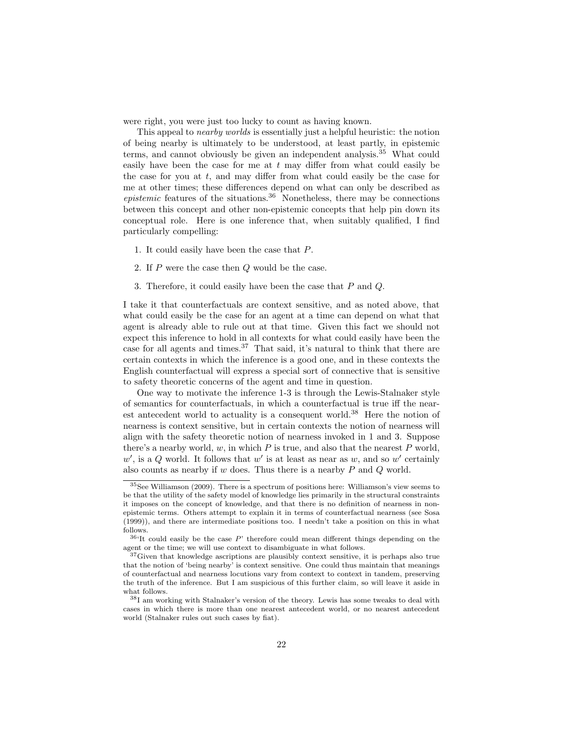were right, you were just too lucky to count as having known.

This appeal to *nearby worlds* is essentially just a helpful heuristic: the notion of being nearby is ultimately to be understood, at least partly, in epistemic terms, and cannot obviously be given an independent analysis.[35] What could easily have been the case for me at $t$ may differ from what could easily be the case for you at $t$, and may differ from what could easily be the case for me at other times; these differences depend on what can only be described as *epistemic* features of the situations.[36] Nonetheless, there may be connections between this concept and other non-epistemic concepts that help pin down its conceptual role. Here is one inference that, when suitably qualified, I find particularly compelling:

1. It could easily have been the case that $P$.
2. If $P$ were the case then $Q$ would be the case.
3. Therefore, it could easily have been the case that $P$ and $Q$.

I take it that counterfactuals are context sensitive, and as noted above, that what could easily be the case for an agent at a time can depend on what that agent is already able to rule out at that time. Given this fact we should not expect this inference to hold in all contexts for what could easily have been the case for all agents and times.[37] That said, it's natural to think that there are certain contexts in which the inference is a good one, and in these contexts the English counterfactual will express a special sort of connective that is sensitive to safety theoretic concerns of the agent and time in question.

One way to motivate the inference 1-3 is through the Lewis-Stalnaker style of semantics for counterfactuals, in which a counterfactual is true iff the nearest antecedent world to actuality is a consequent world.[38] Here the notion of nearness is context sensitive, but in certain contexts the notion of nearness will align with the safety theoretic notion of nearness invoked in 1 and 3. Suppose there's a nearby world, $w$, in which $P$ is true, and also that the nearest $P$ world, $w'$, is a $Q$ world. It follows that $w'$ is at least as near as $w$, and so $w'$ certainly also counts as nearby if $w$ does. Thus there is a nearby $P$ and $Q$ world.

---

[35] See Williamson (2009). There is a spectrum of positions here: Williamson's view seems to be that the utility of the safety model of knowledge lies primarily in the structural constraints it imposes on the concept of knowledge, and that there is no definition of nearness in non-epistemic terms. Others attempt to explain it in terms of counterfactual nearness (see Sosa (1999)), and there are intermediate positions too. I needn't take a position on this in what follows.

[36] 'It could easily be the case $P$' therefore could mean different things depending on the agent or the time; we will use context to disambiguate in what follows.

[37] Given that knowledge ascriptions are plausibly context sensitive, it is perhaps also true that the notion of 'being nearby' is context sensitive. One could thus maintain that meanings of counterfactual and nearness locutions vary from context to context in tandem, preserving the truth of the inference. But I am suspicious of this further claim, so will leave it aside in what follows.

[38] I am working with Stalnaker's version of the theory. Lewis has some tweaks to deal with cases in which there is more than one nearest antecedent world, or no nearest antecedent world (Stalnaker rules out such cases by fiat).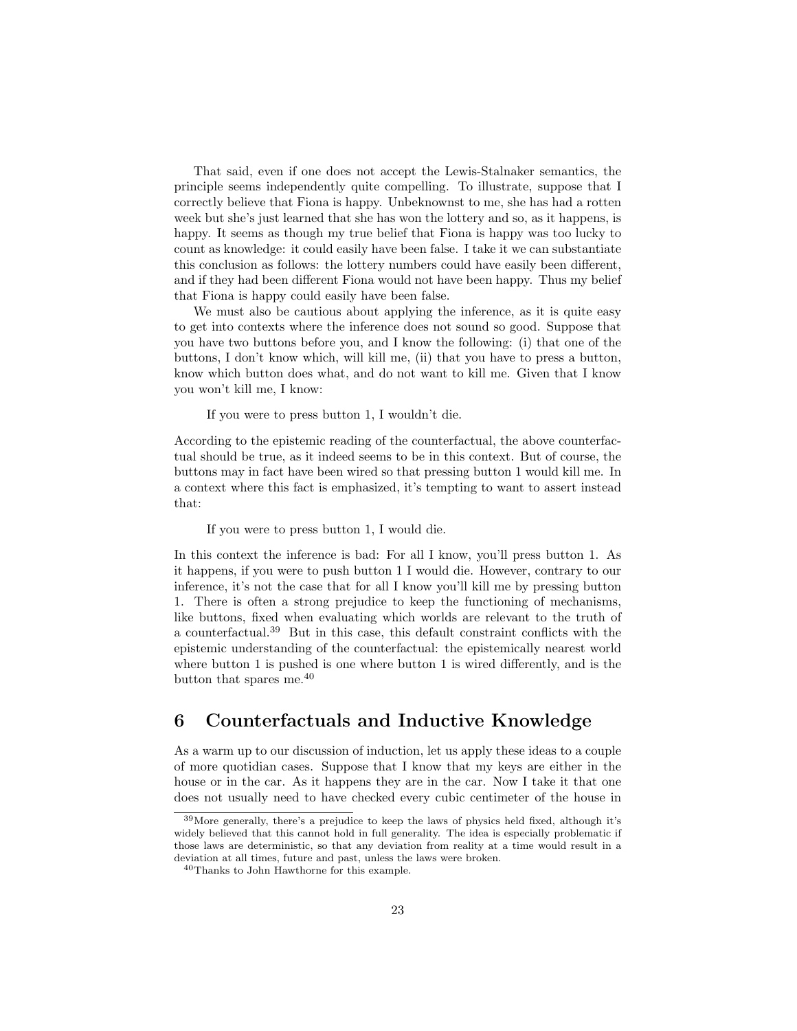That said, even if one does not accept the Lewis-Stalnaker semantics, the principle seems independently quite compelling. To illustrate, suppose that I correctly believe that Fiona is happy. Unbeknownst to me, she has had a rotten week but she's just learned that she has won the lottery and so, as it happens, is happy. It seems as though my true belief that Fiona is happy was too lucky to count as knowledge: it could easily have been false. I take it we can substantiate this conclusion as follows: the lottery numbers could have easily been different, and if they had been different Fiona would not have been happy. Thus my belief that Fiona is happy could easily have been false.

We must also be cautious about applying the inference, as it is quite easy to get into contexts where the inference does not sound so good. Suppose that you have two buttons before you, and I know the following: (i) that one of the buttons, I don't know which, will kill me, (ii) that you have to press a button, know which button does what, and do not want to kill me. Given that I know you won't kill me, I know:

> If you were to press button 1, I wouldn't die.

According to the epistemic reading of the counterfactual, the above counterfactual should be true, as it indeed seems to be in this context. But of course, the buttons may in fact have been wired so that pressing button 1 would kill me. In a context where this fact is emphasized, it's tempting to want to assert instead that:

> If you were to press button 1, I would die.

In this context the inference is bad: For all I know, you'll press button 1. As it happens, if you were to push button 1 I would die. However, contrary to our inference, it's not the case that for all I know you'll kill me by pressing button 1. There is often a strong prejudice to keep the functioning of mechanisms, like buttons, fixed when evaluating which worlds are relevant to the truth of a counterfactual.[39] But in this case, this default constraint conflicts with the epistemic understanding of the counterfactual: the epistemically nearest world where button 1 is pushed is one where button 1 is wired differently, and is the button that spares me.[40]

# 6 Counterfactuals and Inductive Knowledge

As a warm up to our discussion of induction, let us apply these ideas to a couple of more quotidian cases. Suppose that I know that my keys are either in the house or in the car. As it happens they are in the car. Now I take it that one does not usually need to have checked every cubic centimeter of the house in

---

[39] More generally, there's a prejudice to keep the laws of physics held fixed, although it's widely believed that this cannot hold in full generality. The idea is especially problematic if those laws are deterministic, so that any deviation from reality at a time would result in a deviation at all times, future and past, unless the laws were broken.

[40] Thanks to John Hawthorne for this example.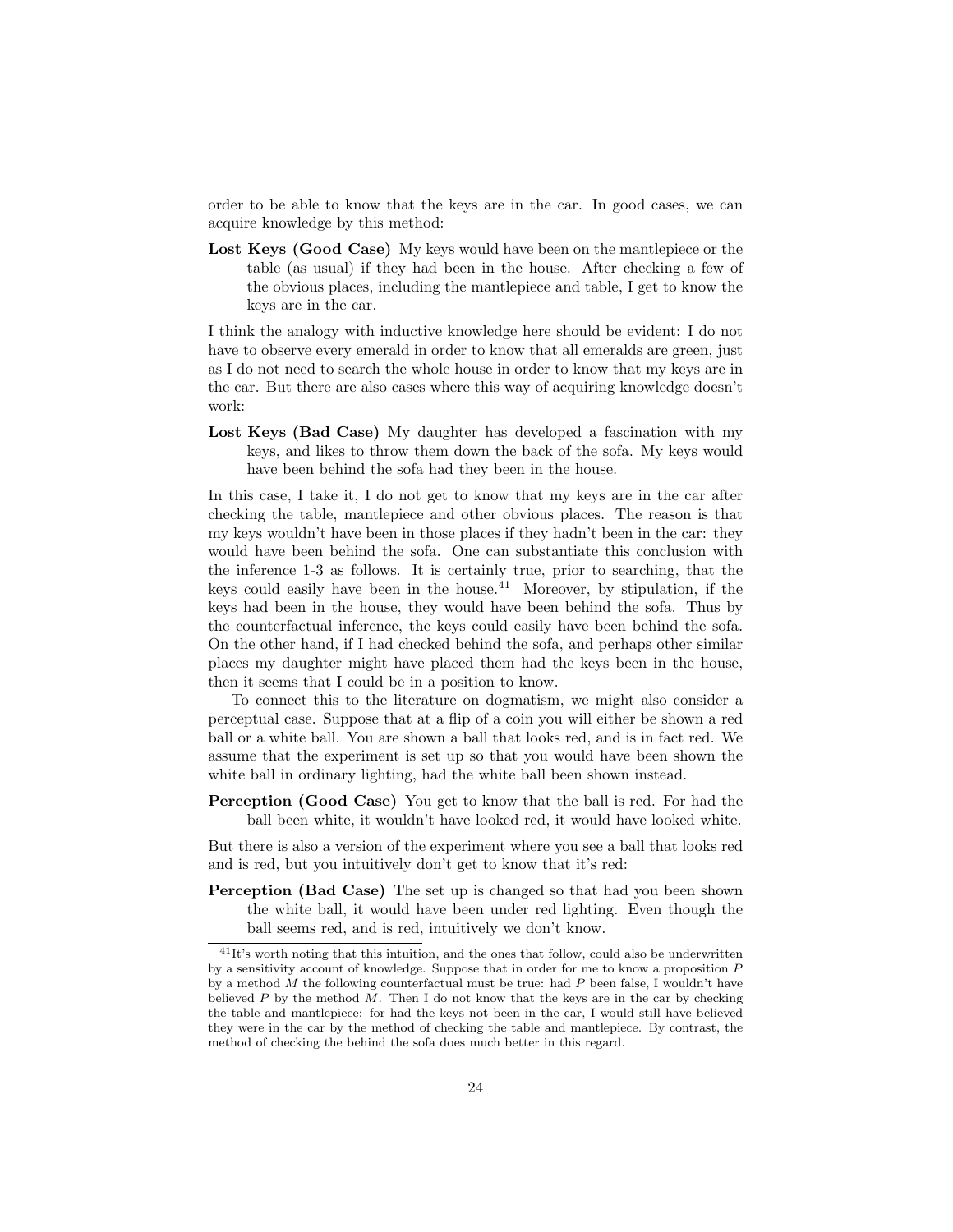order to be able to know that the keys are in the car. In good cases, we can acquire knowledge by this method:

**Lost Keys (Good Case)** My keys would have been on the mantlepiece or the table (as usual) if they had been in the house. After checking a few of the obvious places, including the mantlepiece and table, I get to know the keys are in the car.

I think the analogy with inductive knowledge here should be evident: I do not have to observe every emerald in order to know that all emeralds are green, just as I do not need to search the whole house in order to know that my keys are in the car. But there are also cases where this way of acquiring knowledge doesn't work:

**Lost Keys (Bad Case)** My daughter has developed a fascination with my keys, and likes to throw them down the back of the sofa. My keys would have been behind the sofa had they been in the house.

In this case, I take it, I do not get to know that my keys are in the car after checking the table, mantlepiece and other obvious places. The reason is that my keys wouldn't have been in those places if they hadn't been in the car: they would have been behind the sofa. One can substantiate this conclusion with the inference 1-3 as follows. It is certainly true, prior to searching, that the keys could easily have been in the house.[41] Moreover, by stipulation, if the keys had been in the house, they would have been behind the sofa. Thus by the counterfactual inference, the keys could easily have been behind the sofa. On the other hand, if I had checked behind the sofa, and perhaps other similar places my daughter might have placed them had the keys been in the house, then it seems that I could be in a position to know.

To connect this to the literature on dogmatism, we might also consider a perceptual case. Suppose that at a flip of a coin you will either be shown a red ball or a white ball. You are shown a ball that looks red, and is in fact red. We assume that the experiment is set up so that you would have been shown the white ball in ordinary lighting, had the white ball been shown instead.

**Perception (Good Case)** You get to know that the ball is red. For had the ball been white, it wouldn't have looked red, it would have looked white.

But there is also a version of the experiment where you see a ball that looks red and is red, but you intuitively don't get to know that it's red:

**Perception (Bad Case)** The set up is changed so that had you been shown the white ball, it would have been under red lighting. Even though the ball seems red, and is red, intuitively we don't know.

[41] It's worth noting that this intuition, and the ones that follow, could also be underwritten by a sensitivity account of knowledge. Suppose that in order for me to know a proposition $P$ by a method $M$ the following counterfactual must be true: had $P$ been false, I wouldn't have believed $P$ by the method $M$. Then I do not know that the keys are in the car by checking the table and mantlepiece: for had the keys not been in the car, I would still have believed they were in the car by the method of checking the table and mantlepiece. By contrast, the method of checking the behind the sofa does much better in this regard.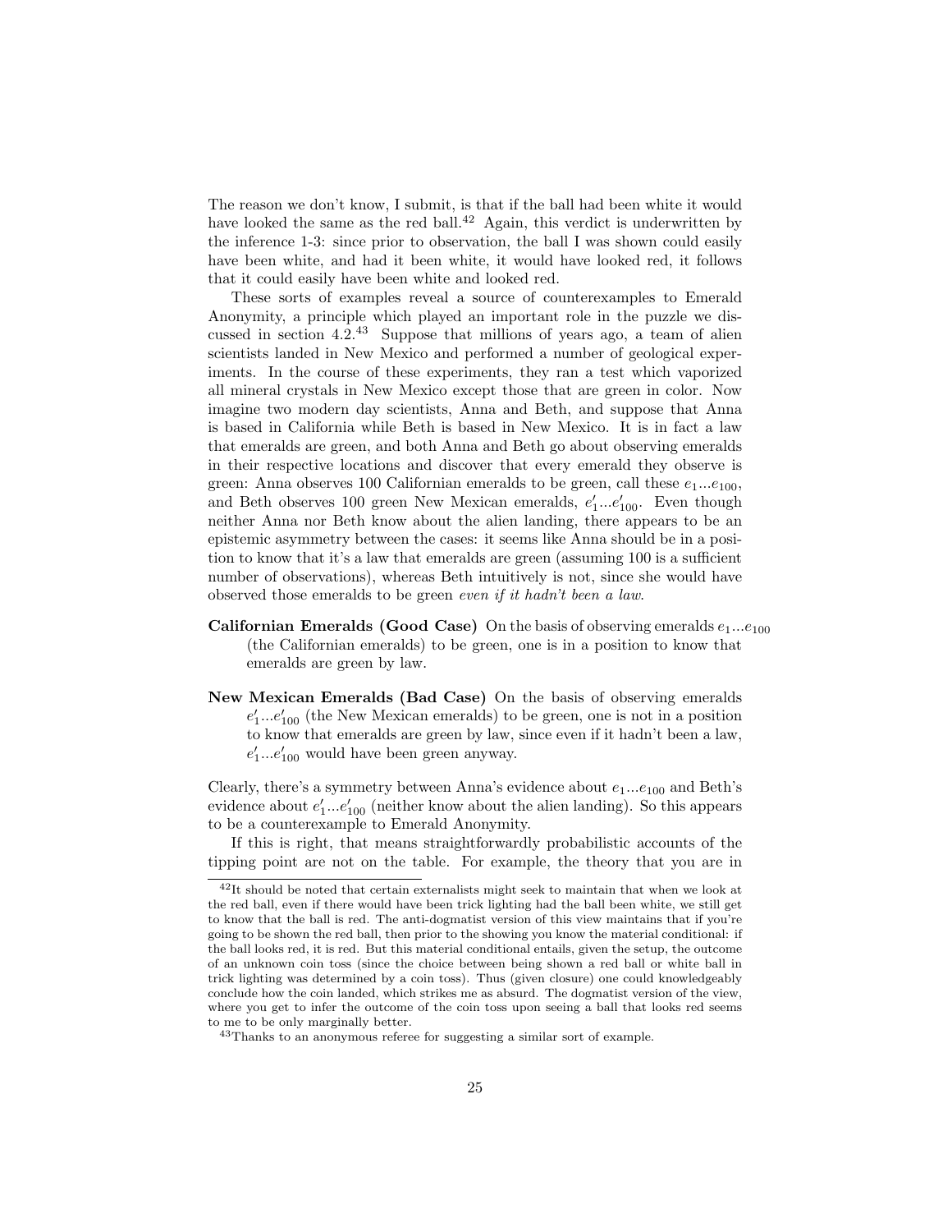The reason we don't know, I submit, is that if the ball had been white it would have looked the same as the red ball.[42] Again, this verdict is underwritten by the inference 1-3: since prior to observation, the ball I was shown could easily have been white, and had it been white, it would have looked red, it follows that it could easily have been white and looked red.

These sorts of examples reveal a source of counterexamples to Emerald Anonymity, a principle which played an important role in the puzzle we discussed in section 4.2.[43] Suppose that millions of years ago, a team of alien scientists landed in New Mexico and performed a number of geological experiments. In the course of these experiments, they ran a test which vaporized all mineral crystals in New Mexico except those that are green in color. Now imagine two modern day scientists, Anna and Beth, and suppose that Anna is based in California while Beth is based in New Mexico. It is in fact a law that emeralds are green, and both Anna and Beth go about observing emeralds in their respective locations and discover that every emerald they observe is green: Anna observes 100 Californian emeralds to be green, call these $e_1...e_{100}$, and Beth observes 100 green New Mexican emeralds, $e'_1...e'_{100}$. Even though neither Anna nor Beth know about the alien landing, there appears to be an epistemic asymmetry between the cases: it seems like Anna should be in a position to know that it's a law that emeralds are green (assuming 100 is a sufficient number of observations), whereas Beth intuitively is not, since she would have observed those emeralds to be green *even if it hadn't been a law*.

**Californian Emeralds (Good Case)** On the basis of observing emeralds $e_1...e_{100}$ (the Californian emeralds) to be green, one is in a position to know that emeralds are green by law.

**New Mexican Emeralds (Bad Case)** On the basis of observing emeralds $e'_1...e'_{100}$ (the New Mexican emeralds) to be green, one is not in a position to know that emeralds are green by law, since even if it hadn't been a law, $e'_1...e'_{100}$ would have been green anyway.

Clearly, there's a symmetry between Anna's evidence about $e_1...e_{100}$ and Beth's evidence about $e'_1...e'_{100}$ (neither know about the alien landing). So this appears to be a counterexample to Emerald Anonymity.

If this is right, that means straightforwardly probabilistic accounts of the tipping point are not on the table. For example, the theory that you are in

[42] It should be noted that certain externalists might seek to maintain that when we look at the red ball, even if there would have been trick lighting had the ball been white, we still get to know that the ball is red. The anti-dogmatist version of this view maintains that if you're going to be shown the red ball, then prior to the showing you know the material conditional: if the ball looks red, it is red. But this material conditional entails, given the setup, the outcome of an unknown coin toss (since the choice between being shown a red ball or white ball in trick lighting was determined by a coin toss). Thus (given closure) one could knowledgeably conclude how the coin landed, which strikes me as absurd. The dogmatist version of the view, where you get to infer the outcome of the coin toss upon seeing a ball that looks red seems to me to be only marginally better.

[43] Thanks to an anonymous referee for suggesting a similar sort of example.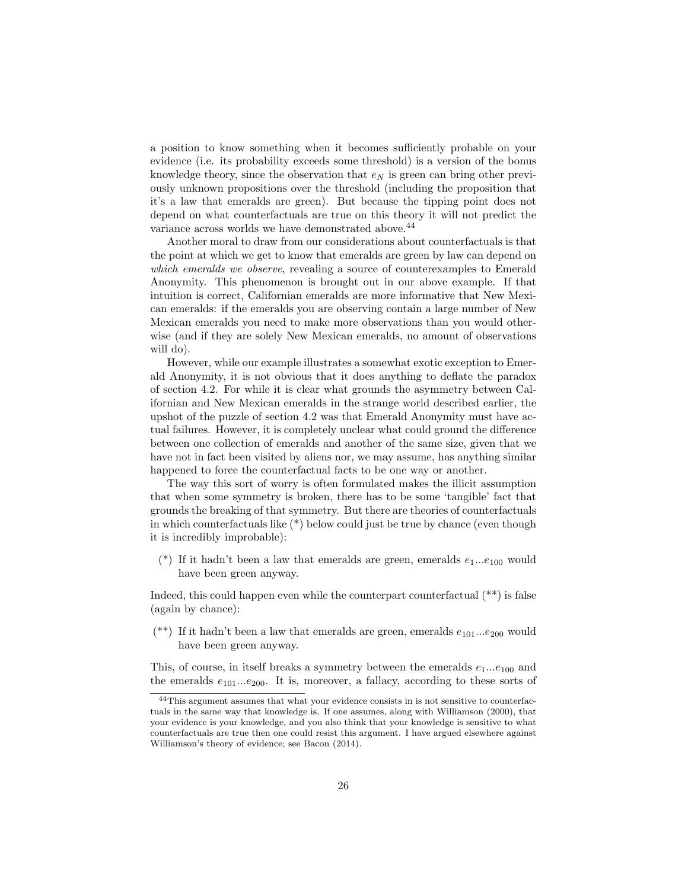a position to know something when it becomes sufficiently probable on your evidence (i.e. its probability exceeds some threshold) is a version of the bonus knowledge theory, since the observation that $e_N$ is green can bring other previously unknown propositions over the threshold (including the proposition that it's a law that emeralds are green). But because the tipping point does not depend on what counterfactuals are true on this theory it will not predict the variance across worlds we have demonstrated above.[44]

Another moral to draw from our considerations about counterfactuals is that the point at which we get to know that emeralds are green by law can depend on *which emeralds we observe*, revealing a source of counterexamples to Emerald Anonymity. This phenomenon is brought out in our above example. If that intuition is correct, Californian emeralds are more informative that New Mexican emeralds: if the emeralds you are observing contain a large number of New Mexican emeralds you need to make more observations than you would otherwise (and if they are solely New Mexican emeralds, no amount of observations will do).

However, while our example illustrates a somewhat exotic exception to Emerald Anonymity, it is not obvious that it does anything to deflate the paradox of section 4.2. For while it is clear what grounds the asymmetry between Californian and New Mexican emeralds in the strange world described earlier, the upshot of the puzzle of section 4.2 was that Emerald Anonymity must have actual failures. However, it is completely unclear what could ground the difference between one collection of emeralds and another of the same size, given that we have not in fact been visited by aliens nor, we may assume, has anything similar happened to force the counterfactual facts to be one way or another.

The way this sort of worry is often formulated makes the illicit assumption that when some symmetry is broken, there has to be some 'tangible' fact that grounds the breaking of that symmetry. But there are theories of counterfactuals in which counterfactuals like (*) below could just be true by chance (even though it is incredibly improbable):

(*) If it hadn't been a law that emeralds are green, emeralds $e_1 ... e_{100}$ would have been green anyway.

Indeed, this could happen even while the counterpart counterfactual (**) is false (again by chance):

(**) If it hadn't been a law that emeralds are green, emeralds $e_{101} ... e_{200}$ would have been green anyway.

This, of course, in itself breaks a symmetry between the emeralds $e_1 ... e_{100}$ and the emeralds $e_{101} ... e_{200}$. It is, moreover, a fallacy, according to these sorts of

[44] This argument assumes that what your evidence consists in is not sensitive to counterfactuals in the same way that knowledge is. If one assumes, along with Williamson (2000), that your evidence is your knowledge, and you also think that your knowledge is sensitive to what counterfactuals are true then one could resist this argument. I have argued elsewhere against Williamson's theory of evidence; see Bacon (2014).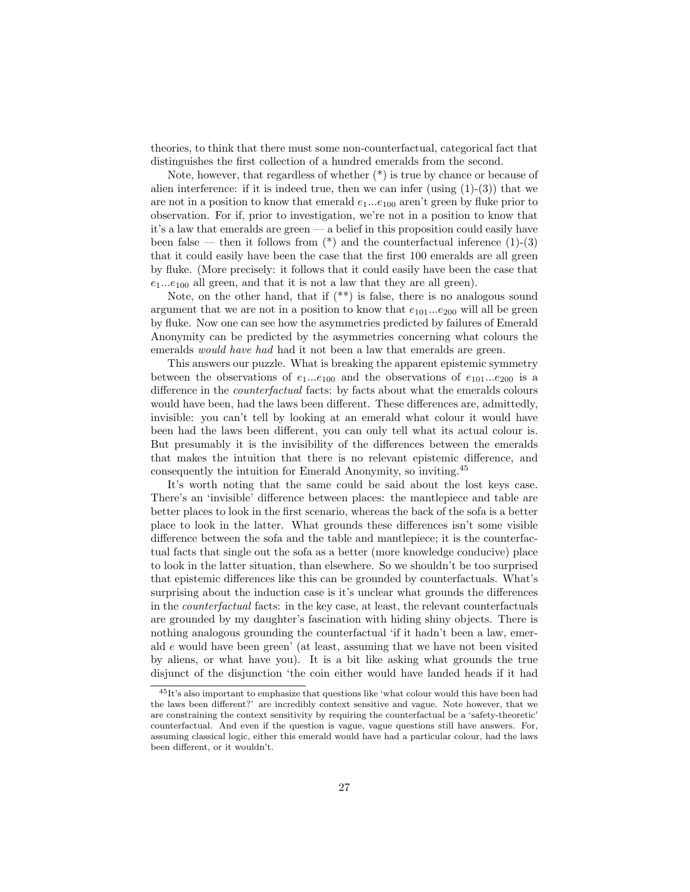theories, to think that there must some non-counterfactual, categorical fact that distinguishes the first collection of a hundred emeralds from the second.

Note, however, that regardless of whether (*) is true by chance or because of alien interference: if it is indeed true, then we can infer (using (1)-(3)) that we are not in a position to know that emerald $e_1...e_{100}$ aren't green by fluke prior to observation. For if, prior to investigation, we're not in a position to know that it's a law that emeralds are green — a belief in this proposition could easily have been false — then it follows from (*) and the counterfactual inference (1)-(3) that it could easily have been the case that the first 100 emeralds are all green by fluke. (More precisely: it follows that it could easily have been the case that $e_1...e_{100}$ all green, and that it is not a law that they are all green).

Note, on the other hand, that if (**) is false, there is no analogous sound argument that we are not in a position to know that $e_{101}...e_{200}$ will all be green by fluke. Now one can see how the asymmetries predicted by failures of Emerald Anonymity can be predicted by the asymmetries concerning what colours the emeralds *would have had* had it not been a law that emeralds are green.

This answers our puzzle. What is breaking the apparent epistemic symmetry between the observations of $e_1...e_{100}$ and the observations of $e_{101}...e_{200}$ is a difference in the *counterfactual* facts: by facts about what the emeralds colours would have been, had the laws been different. These differences are, admittedly, invisible: you can't tell by looking at an emerald what colour it would have been had the laws been different, you can only tell what its actual colour is. But presumably it is the invisibility of the differences between the emeralds that makes the intuition that there is no relevant epistemic difference, and consequently the intuition for Emerald Anonymity, so inviting.[45]

It's worth noting that the same could be said about the lost keys case. There's an 'invisible' difference between places: the mantlepiece and table are better places to look in the first scenario, whereas the back of the sofa is a better place to look in the latter. What grounds these differences isn't some visible difference between the sofa and the table and mantlepiece; it is the counterfactual facts that single out the sofa as a better (more knowledge conducive) place to look in the latter situation, than elsewhere. So we shouldn't be too surprised that epistemic differences like this can be grounded by counterfactuals. What's surprising about the induction case is it's unclear what grounds the differences in the *counterfactual* facts: in the key case, at least, the relevant counterfactuals are grounded by my daughter's fascination with hiding shiny objects. There is nothing analogous grounding the counterfactual 'if it hadn't been a law, emerald $e$ would have been green' (at least, assuming that we have not been visited by aliens, or what have you). It is a bit like asking what grounds the true disjunct of the disjunction 'the coin either would have landed heads if it had

[45]It's also important to emphasize that questions like 'what colour would this have been had the laws been different?' are incredibly context sensitive and vague. Note however, that we are constraining the context sensitivity by requiring the counterfactual be a 'safety-theoretic' counterfactual. And even if the question is vague, vague questions still have answers. For, assuming classical logic, either this emerald would have had a particular colour, had the laws been different, or it wouldn't.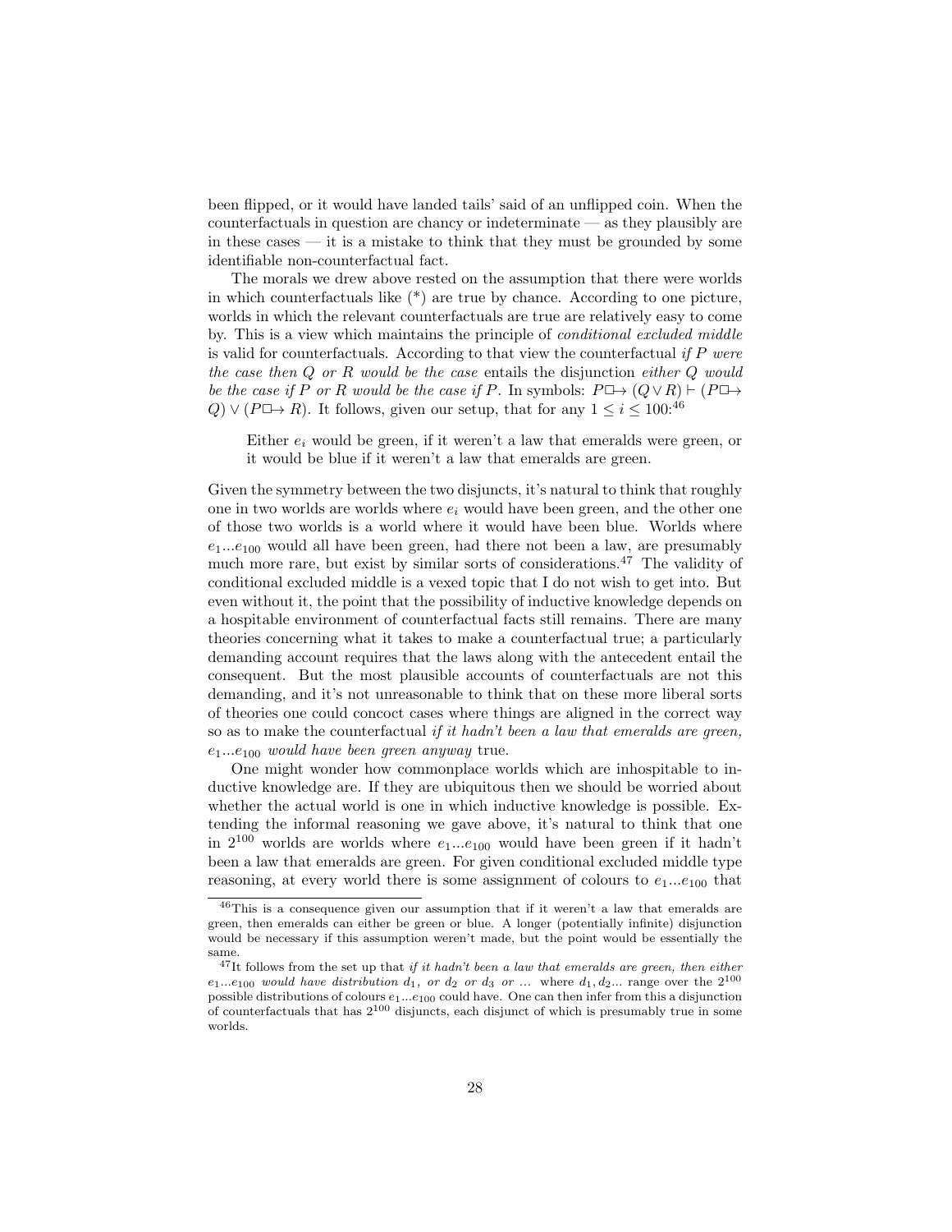been flipped, or it would have landed tails' said of an unflipped coin. When the counterfactuals in question are chancy or indeterminate — as they plausibly are in these cases — it is a mistake to think that they must be grounded by some identifiable non-counterfactual fact.

The morals we drew above rested on the assumption that there were worlds in which counterfactuals like (*) are true by chance. According to one picture, worlds in which the relevant counterfactuals are true are relatively easy to come by. This is a view which maintains the principle of *conditional excluded middle* is valid for counterfactuals. According to that view the counterfactual *if $P$ were the case then $Q$ or $R$ would be the case* entails the disjunction *either $Q$ would be the case if $P$ or $R$ would be the case if $P$*. In symbols: $P \Box\!\!\rightarrow (Q \vee R) \vdash (P \Box\!\!\rightarrow Q) \vee (P \Box\!\!\rightarrow R)$. It follows, given our setup, that for any $1 \leq i \leq 100$:[46]

> Either $e_i$ would be green, if it weren't a law that emeralds were green, or it would be blue if it weren't a law that emeralds are green.

Given the symmetry between the two disjuncts, it's natural to think that roughly one in two worlds are worlds where $e_i$ would have been green, and the other one of those two worlds is a world where it would have been blue. Worlds where $e_1 ... e_{100}$ would all have been green, had there not been a law, are presumably much more rare, but exist by similar sorts of considerations.[47] The validity of conditional excluded middle is a vexed topic that I do not wish to get into. But even without it, the point that the possibility of inductive knowledge depends on a hospitable environment of counterfactual facts still remains. There are many theories concerning what it takes to make a counterfactual true; a particularly demanding account requires that the laws along with the antecedent entail the consequent. But the most plausible accounts of counterfactuals are not this demanding, and it's not unreasonable to think that on these more liberal sorts of theories one could concoct cases where things are aligned in the correct way so as to make the counterfactual *if it hadn't been a law that emeralds are green, $e_1 ... e_{100}$ would have been green anyway* true.

One might wonder how commonplace worlds which are inhospitable to inductive knowledge are. If they are ubiquitous then we should be worried about whether the actual world is one in which inductive knowledge is possible. Extending the informal reasoning we gave above, it's natural to think that one in $2^{100}$ worlds are worlds where $e_1 ... e_{100}$ would have been green if it hadn't been a law that emeralds are green. For given conditional excluded middle type reasoning, at every world there is some assignment of colours to $e_1 ... e_{100}$ that

[46] This is a consequence given our assumption that if it weren't a law that emeralds are green, then emeralds can either be green or blue. A longer (potentially infinite) disjunction would be necessary if this assumption weren't made, but the point would be essentially the same.

[47] It follows from the set up that *if it hadn't been a law that emeralds are green, then either $e_1 ... e_{100}$ would have distribution $d_1$, or $d_2$ or $d_3$ or ...* where $d_1, d_2 ...$ range over the $2^{100}$ possible distributions of colours $e_1 ... e_{100}$ could have. One can then infer from this a disjunction of counterfactuals that has $2^{100}$ disjuncts, each disjunct of which is presumably true in some worlds.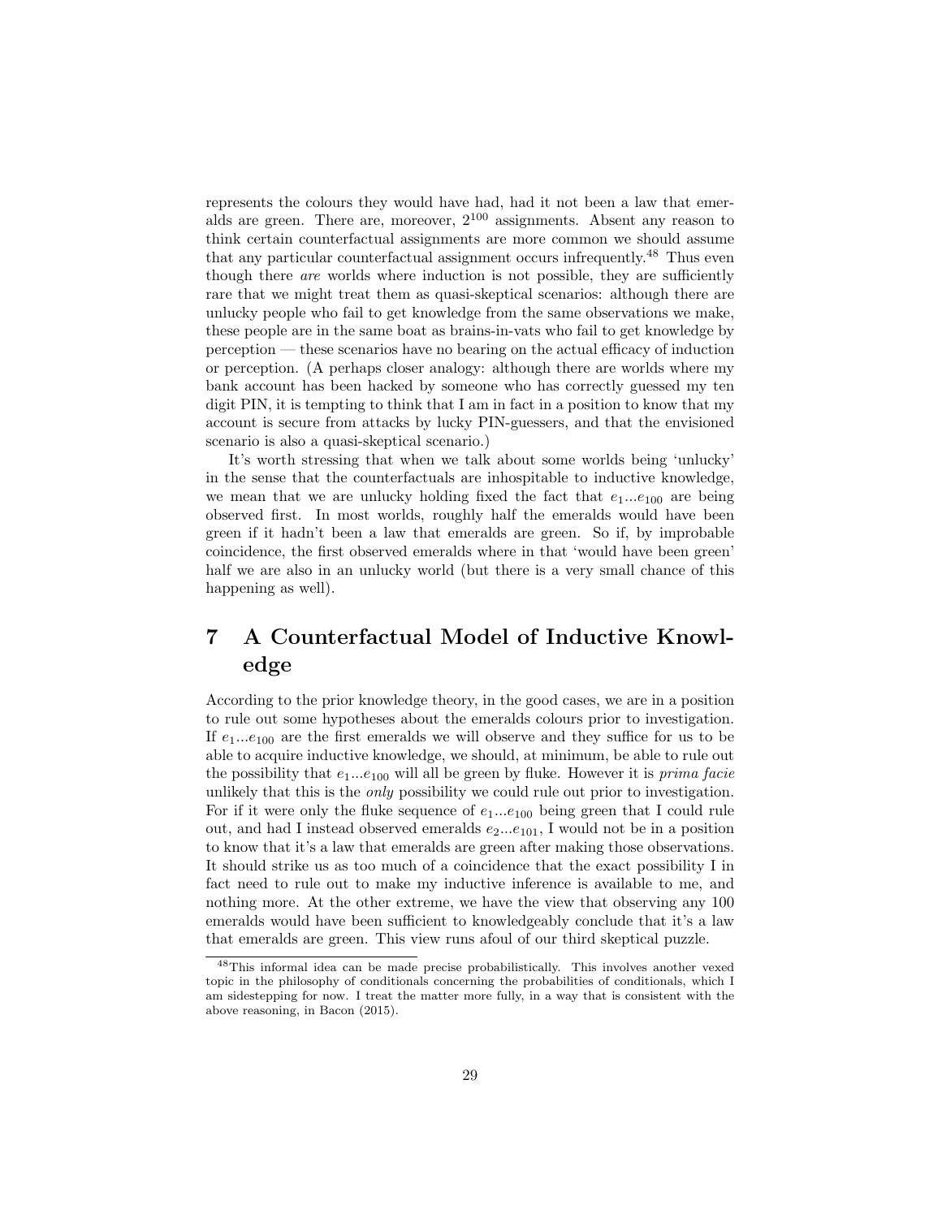represents the colours they would have had, had it not been a law that emeralds are green. There are, moreover, $2^{100}$ assignments. Absent any reason to think certain counterfactual assignments are more common we should assume that any particular counterfactual assignment occurs infrequently.[48] Thus even though there *are* worlds where induction is not possible, they are sufficiently rare that we might treat them as quasi-skeptical scenarios: although there are unlucky people who fail to get knowledge from the same observations we make, these people are in the same boat as brains-in-vats who fail to get knowledge by perception — these scenarios have no bearing on the actual efficacy of induction or perception. (A perhaps closer analogy: although there are worlds where my bank account has been hacked by someone who has correctly guessed my ten digit PIN, it is tempting to think that I am in fact in a position to know that my account is secure from attacks by lucky PIN-guessers, and that the envisioned scenario is also a quasi-skeptical scenario.)

It's worth stressing that when we talk about some worlds being 'unlucky' in the sense that the counterfactuals are inhospitable to inductive knowledge, we mean that we are unlucky holding fixed the fact that $e_1...e_{100}$ are being observed first. In most worlds, roughly half the emeralds would have been green if it hadn't been a law that emeralds are green. So if, by improbable coincidence, the first observed emeralds where in that 'would have been green' half we are also in an unlucky world (but there is a very small chance of this happening as well).

# 7 A Counterfactual Model of Inductive Knowledge

According to the prior knowledge theory, in the good cases, we are in a position to rule out some hypotheses about the emeralds colours prior to investigation. If $e_1...e_{100}$ are the first emeralds we will observe and they suffice for us to be able to acquire inductive knowledge, we should, at minimum, be able to rule out the possibility that $e_1...e_{100}$ will all be green by fluke. However it is *prima facie* unlikely that this is the *only* possibility we could rule out prior to investigation. For if it were only the fluke sequence of $e_1...e_{100}$ being green that I could rule out, and had I instead observed emeralds $e_2...e_{101}$, I would not be in a position to know that it's a law that emeralds are green after making those observations. It should strike us as too much of a coincidence that the exact possibility I in fact need to rule out to make my inductive inference is available to me, and nothing more. At the other extreme, we have the view that observing any 100 emeralds would have been sufficient to knowledgeably conclude that it's a law that emeralds are green. This view runs afoul of our third skeptical puzzle.

[48] This informal idea can be made precise probabilistically. This involves another vexed topic in the philosophy of conditionals concerning the probabilities of conditionals, which I am sidestepping for now. I treat the matter more fully, in a way that is consistent with the above reasoning, in Bacon (2015).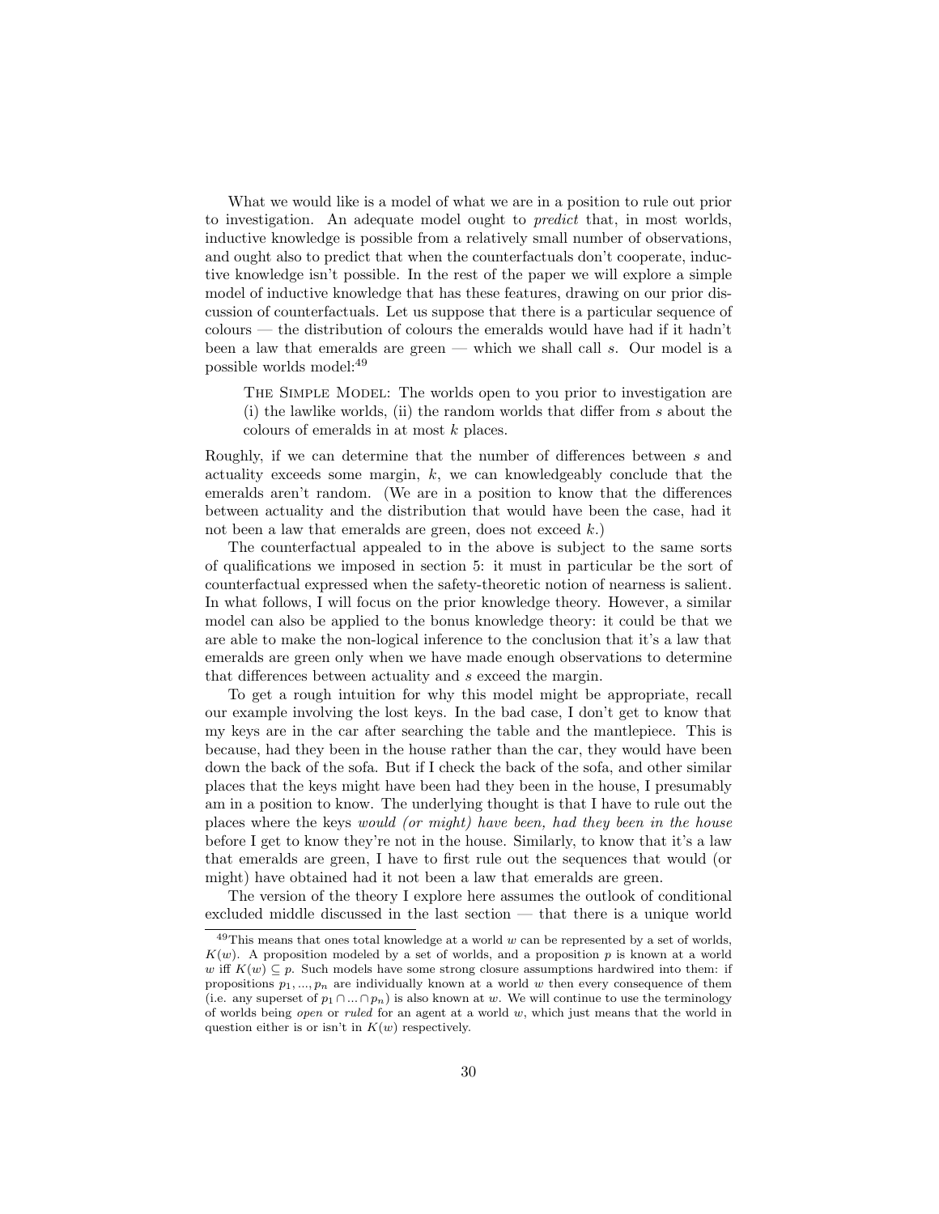What we would like is a model of what we are in a position to rule out prior to investigation. An adequate model ought to *predict* that, in most worlds, inductive knowledge is possible from a relatively small number of observations, and ought also to predict that when the counterfactuals don't cooperate, inductive knowledge isn't possible. In the rest of the paper we will explore a simple model of inductive knowledge that has these features, drawing on our prior discussion of counterfactuals. Let us suppose that there is a particular sequence of colours — the distribution of colours the emeralds would have had if it hadn't been a law that emeralds are green — which we shall call $s$. Our model is a possible worlds model:[49]

> The Simple Model: The worlds open to you prior to investigation are (i) the lawlike worlds, (ii) the random worlds that differ from $s$ about the colours of emeralds in at most $k$ places.

Roughly, if we can determine that the number of differences between $s$ and actuality exceeds some margin, $k$, we can knowledgeably conclude that the emeralds aren't random. (We are in a position to know that the differences between actuality and the distribution that would have been the case, had it not been a law that emeralds are green, does not exceed $k$.)

The counterfactual appealed to in the above is subject to the same sorts of qualifications we imposed in section 5: it must in particular be the sort of counterfactual expressed when the safety-theoretic notion of nearness is salient. In what follows, I will focus on the prior knowledge theory. However, a similar model can also be applied to the bonus knowledge theory: it could be that we are able to make the non-logical inference to the conclusion that it's a law that emeralds are green only when we have made enough observations to determine that differences between actuality and $s$ exceed the margin.

To get a rough intuition for why this model might be appropriate, recall our example involving the lost keys. In the bad case, I don't get to know that my keys are in the car after searching the table and the mantlepiece. This is because, had they been in the house rather than the car, they would have been down the back of the sofa. But if I check the back of the sofa, and other similar places that the keys might have been had they been in the house, I presumably am in a position to know. The underlying thought is that I have to rule out the places where the keys *would (or might) have been, had they been in the house* before I get to know they're not in the house. Similarly, to know that it's a law that emeralds are green, I have to first rule out the sequences that would (or might) have obtained had it not been a law that emeralds are green.

The version of the theory I explore here assumes the outlook of conditional excluded middle discussed in the last section — that there is a unique world

---

[49] This means that ones total knowledge at a world $w$ can be represented by a set of worlds, $K(w)$. A proposition modeled by a set of worlds, and a proposition $p$ is known at a world $w$ iff $K(w) \subseteq p$. Such models have some strong closure assumptions hardwired into them: if propositions $p_1, ..., p_n$ are individually known at a world $w$ then every consequence of them (i.e. any superset of $p_1 \cap ... \cap p_n$) is also known at $w$. We will continue to use the terminology of worlds being *open* or *ruled* for an agent at a world $w$, which just means that the world in question either is or isn't in $K(w)$ respectively.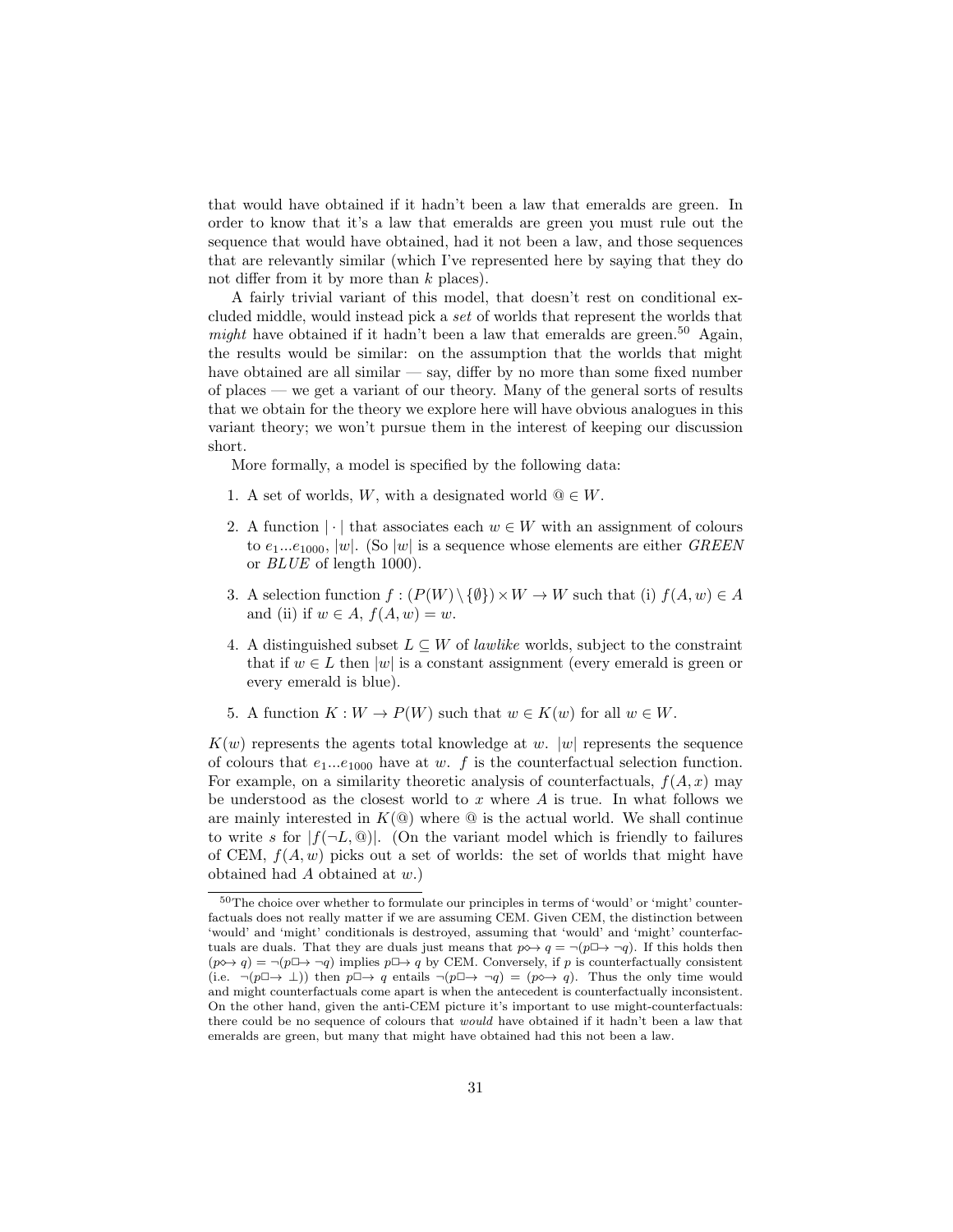that would have obtained if it hadn't been a law that emeralds are green. In order to know that it's a law that emeralds are green you must rule out the sequence that would have obtained, had it not been a law, and those sequences that are relevantly similar (which I've represented here by saying that they do not differ from it by more than $k$ places).

A fairly trivial variant of this model, that doesn't rest on conditional excluded middle, would instead pick a *set* of worlds that represent the worlds that *might* have obtained if it hadn't been a law that emeralds are green.[50] Again, the results would be similar: on the assumption that the worlds that might have obtained are all similar — say, differ by no more than some fixed number of places — we get a variant of our theory. Many of the general sorts of results that we obtain for the theory we explore here will have obvious analogues in this variant theory; we won't pursue them in the interest of keeping our discussion short.

More formally, a model is specified by the following data:

1. A set of worlds, $W$, with a designated world $@ \in W$.
2. A function $|\cdot|$ that associates each $w \in W$ with an assignment of colours to $e_1 ... e_{1000}$, $|w|$. (So $|w|$ is a sequence whose elements are either *GREEN* or *BLUE* of length 1000).
3. A selection function $f : (P(W) \setminus \{\emptyset\}) \times W \to W$ such that (i) $f(A, w) \in A$ and (ii) if $w \in A$, $f(A, w) = w$.
4. A distinguished subset $L \subseteq W$ of *lawlike* worlds, subject to the constraint that if $w \in L$ then $|w|$ is a constant assignment (every emerald is green or every emerald is blue).
5. A function $K : W \to P(W)$ such that $w \in K(w)$ for all $w \in W$.

$K(w)$ represents the agents total knowledge at $w$. $|w|$ represents the sequence of colours that $e_1 ... e_{1000}$ have at $w$. $f$ is the counterfactual selection function. For example, on a similarity theoretic analysis of counterfactuals, $f(A, x)$ may be understood as the closest world to $x$ where $A$ is true. In what follows we are mainly interested in $K(@)$ where $@$ is the actual world. We shall continue to write $s$ for $|f(\neg L, @)|$. (On the variant model which is friendly to failures of CEM, $f(A, w)$ picks out a set of worlds: the set of worlds that might have obtained had $A$ obtained at $w$.)

[50] The choice over whether to formulate our principles in terms of 'would' or 'might' counterfactuals does not really matter if we are assuming CEM. Given CEM, the distinction between 'would' and 'might' conditionals is destroyed, assuming that 'would' and 'might' counterfactuals are duals. That they are duals just means that $p \diamond\!\!\rightarrow q = \neg(p \Box\!\!\rightarrow \neg q)$. If this holds then $(p \diamond\!\!\rightarrow q) = \neg(p \Box\!\!\rightarrow \neg q)$ implies $p \Box\!\!\rightarrow q$ by CEM. Conversely, if $p$ is counterfactually consistent (i.e. $\neg(p \Box\!\!\rightarrow \bot)$) then $p \Box\!\!\rightarrow q$ entails $\neg(p \Box\!\!\rightarrow \neg q) = (p \diamond\!\!\rightarrow q)$. Thus the only time would and might counterfactuals come apart is when the antecedent is counterfactually inconsistent. On the other hand, given the anti-CEM picture it's important to use might-counterfactuals: there could be no sequence of colours that *would* have obtained if it hadn't been a law that emeralds are green, but many that might have obtained had this not been a law.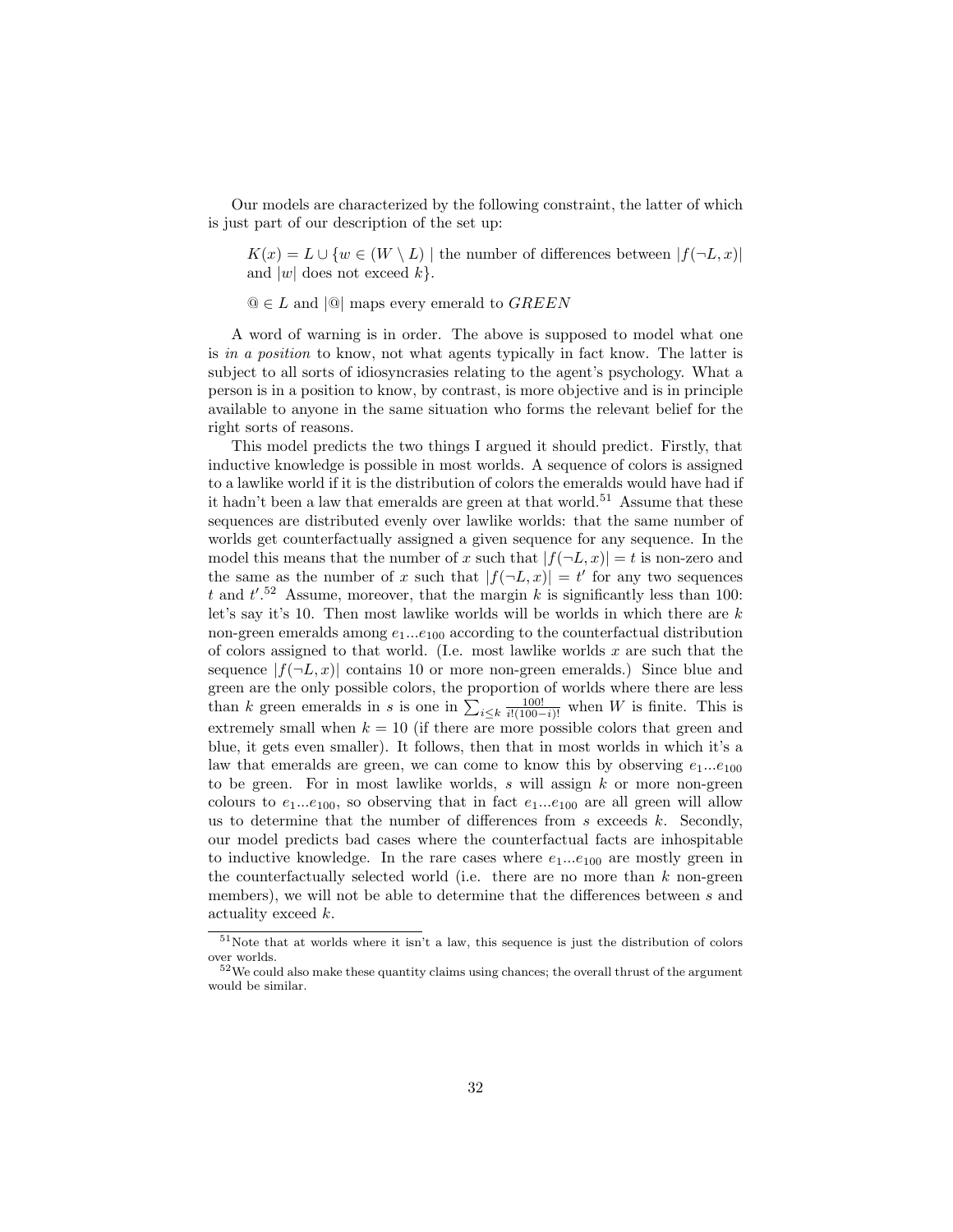Our models are characterized by the following constraint, the latter of which is just part of our description of the set up:

> $K(x) = L \cup \{w \in (W \setminus L) \mid$ the number of differences between $|f(\neg L, x)|$ and $|w|$ does not exceed $k\}$.
>
> $@ \in L$ and $|@|$ maps every emerald to $GREEN$

A word of warning is in order. The above is supposed to model what one is *in a position* to know, not what agents typically in fact know. The latter is subject to all sorts of idiosyncrasies relating to the agent's psychology. What a person is in a position to know, by contrast, is more objective and is in principle available to anyone in the same situation who forms the relevant belief for the right sorts of reasons.

This model predicts the two things I argued it should predict. Firstly, that inductive knowledge is possible in most worlds. A sequence of colors is assigned to a lawlike world if it is the distribution of colors the emeralds would have had if it hadn't been a law that emeralds are green at that world.[51] Assume that these sequences are distributed evenly over lawlike worlds: that the same number of worlds get counterfactually assigned a given sequence for any sequence. In the model this means that the number of $x$ such that $|f(\neg L, x)| = t$ is non-zero and the same as the number of $x$ such that $|f(\neg L, x)| = t'$ for any two sequences $t$ and $t'$.[52] Assume, moreover, that the margin $k$ is significantly less than 100: let's say it's 10. Then most lawlike worlds will be worlds in which there are $k$ non-green emeralds among $e_1 ... e_{100}$ according to the counterfactual distribution of colors assigned to that world. (I.e. most lawlike worlds $x$ are such that the sequence $|f(\neg L, x)|$ contains 10 or more non-green emeralds.) Since blue and green are the only possible colors, the proportion of worlds where there are less than $k$ green emeralds in $s$ is one in $\sum_{i \leq k} \frac{100!}{i!(100-i)!}$ when $W$ is finite. This is extremely small when $k = 10$ (if there are more possible colors that green and blue, it gets even smaller). It follows, then that in most worlds in which it's a law that emeralds are green, we can come to know this by observing $e_1 ... e_{100}$ to be green. For in most lawlike worlds, $s$ will assign $k$ or more non-green colours to $e_1 ... e_{100}$, so observing that in fact $e_1 ... e_{100}$ are all green will allow us to determine that the number of differences from $s$ exceeds $k$. Secondly, our model predicts bad cases where the counterfactual facts are inhospitable to inductive knowledge. In the rare cases where $e_1 ... e_{100}$ are mostly green in the counterfactually selected world (i.e. there are no more than $k$ non-green members), we will not be able to determine that the differences between $s$ and actuality exceed $k$.

[51] Note that at worlds where it isn't a law, this sequence is just the distribution of colors over worlds.

[52] We could also make these quantity claims using chances; the overall thrust of the argument would be similar.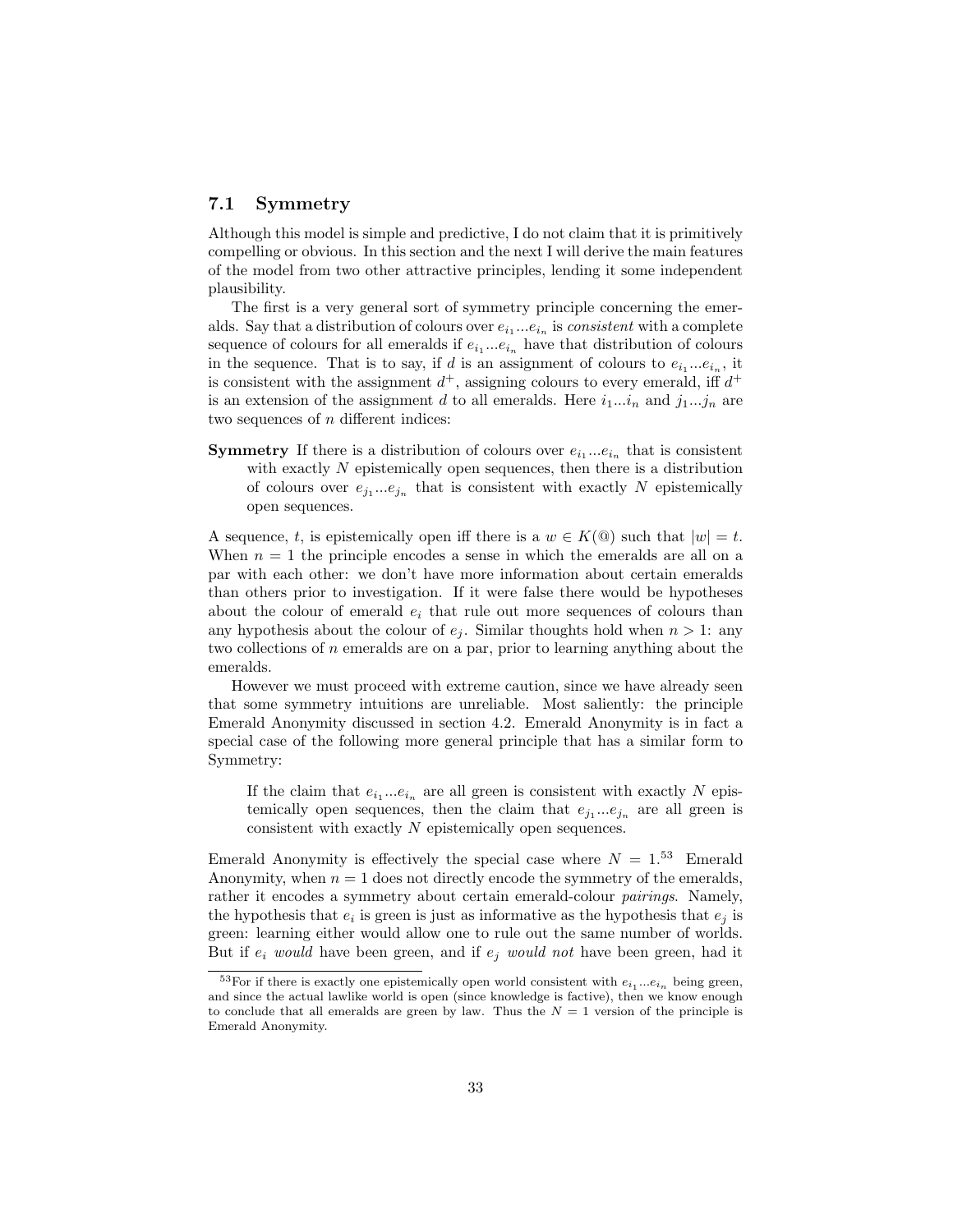### 7.1 Symmetry

Although this model is simple and predictive, I do not claim that it is primitively compelling or obvious. In this section and the next I will derive the main features of the model from two other attractive principles, lending it some independent plausibility.

The first is a very general sort of symmetry principle concerning the emeralds. Say that a distribution of colours over $e_{i_1}...e_{i_n}$ is *consistent* with a complete sequence of colours for all emeralds if $e_{i_1}...e_{i_n}$ have that distribution of colours in the sequence. That is to say, if $d$ is an assignment of colours to $e_{i_1}...e_{i_n}$, it is consistent with the assignment $d^+$, assigning colours to every emerald, iff $d^+$ is an extension of the assignment $d$ to all emeralds. Here $i_1...i_n$ and $j_1...j_n$ are two sequences of $n$ different indices:

**Symmetry** If there is a distribution of colours over $e_{i_1}...e_{i_n}$ that is consistent with exactly $N$ epistemically open sequences, then there is a distribution of colours over $e_{j_1}...e_{j_n}$ that is consistent with exactly $N$ epistemically open sequences.

A sequence, $t$, is epistemically open iff there is a $w \in K(@)$ such that $|w| = t$. When $n = 1$ the principle encodes a sense in which the emeralds are all on a par with each other: we don't have more information about certain emeralds than others prior to investigation. If it were false there would be hypotheses about the colour of emerald $e_i$ that rule out more sequences of colours than any hypothesis about the colour of $e_j$. Similar thoughts hold when $n > 1$: any two collections of $n$ emeralds are on a par, prior to learning anything about the emeralds.

However we must proceed with extreme caution, since we have already seen that some symmetry intuitions are unreliable. Most saliently: the principle Emerald Anonymity discussed in section 4.2. Emerald Anonymity is in fact a special case of the following more general principle that has a similar form to Symmetry:

> If the claim that $e_{i_1}...e_{i_n}$ are all green is consistent with exactly $N$ epistemically open sequences, then the claim that $e_{j_1}...e_{j_n}$ are all green is consistent with exactly $N$ epistemically open sequences.

Emerald Anonymity is effectively the special case where $N = 1$.[53] Emerald Anonymity, when $n = 1$ does not directly encode the symmetry of the emeralds, rather it encodes a symmetry about certain emerald-colour *pairings*. Namely, the hypothesis that $e_i$ is green is just as informative as the hypothesis that $e_j$ is green: learning either would allow one to rule out the same number of worlds. But if $e_i$ *would* have been green, and if $e_j$ *would not* have been green, had it

[53]For if there is exactly one epistemically open world consistent with $e_{i_1}...e_{i_n}$ being green, and since the actual lawlike world is open (since knowledge is factive), then we know enough to conclude that all emeralds are green by law. Thus the $N = 1$ version of the principle is Emerald Anonymity.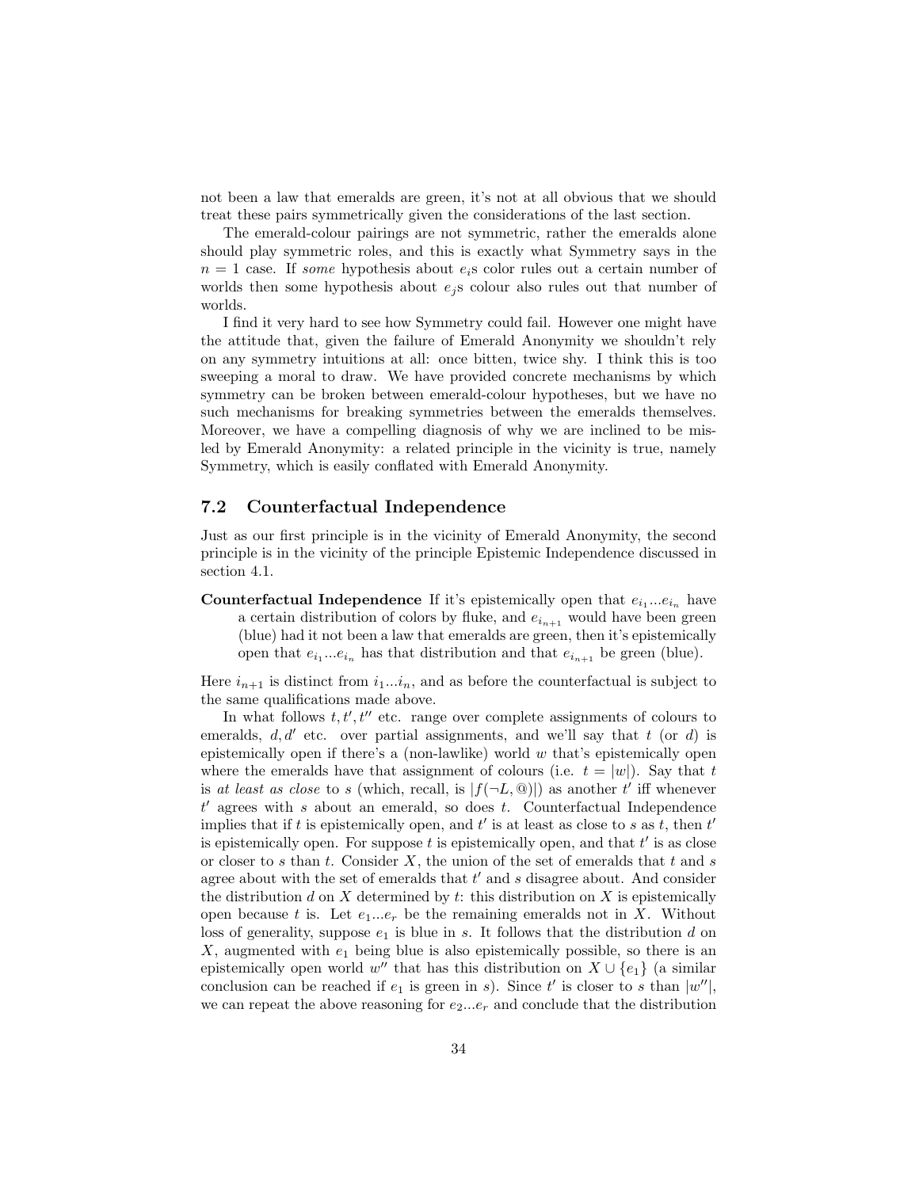not been a law that emeralds are green, it's not at all obvious that we should treat these pairs symmetrically given the considerations of the last section.

The emerald-colour pairings are not symmetric, rather the emeralds alone should play symmetric roles, and this is exactly what Symmetry says in the $n = 1$ case. If *some* hypothesis about $e_i$s color rules out a certain number of worlds then some hypothesis about $e_j$s colour also rules out that number of worlds.

I find it very hard to see how Symmetry could fail. However one might have the attitude that, given the failure of Emerald Anonymity we shouldn't rely on any symmetry intuitions at all: once bitten, twice shy. I think this is too sweeping a moral to draw. We have provided concrete mechanisms by which symmetry can be broken between emerald-colour hypotheses, but we have no such mechanisms for breaking symmetries between the emeralds themselves. Moreover, we have a compelling diagnosis of why we are inclined to be misled by Emerald Anonymity: a related principle in the vicinity is true, namely Symmetry, which is easily conflated with Emerald Anonymity.

## 7.2 Counterfactual Independence

Just as our first principle is in the vicinity of Emerald Anonymity, the second principle is in the vicinity of the principle Epistemic Independence discussed in section 4.1.

**Counterfactual Independence** If it's epistemically open that $e_{i_1}...e_{i_n}$ have a certain distribution of colors by fluke, and $e_{i_{n+1}}$ would have been green (blue) had it not been a law that emeralds are green, then it's epistemically open that $e_{i_1}...e_{i_n}$ has that distribution and that $e_{i_{n+1}}$ be green (blue).

Here $i_{n+1}$ is distinct from $i_1...i_n$, and as before the counterfactual is subject to the same qualifications made above.

In what follows $t, t', t''$ etc. range over complete assignments of colours to emeralds, $d, d'$ etc. over partial assignments, and we'll say that $t$ (or $d$) is epistemically open if there's a (non-lawlike) world $w$ that's epistemically open where the emeralds have that assignment of colours (i.e. $t = |w|$). Say that $t$ is *at least as close* to $s$ (which, recall, is $|f(\neg L, @)|$) as another $t'$ iff whenever $t'$ agrees with $s$ about an emerald, so does $t$. Counterfactual Independence implies that if $t$ is epistemically open, and $t'$ is at least as close to $s$ as $t$, then $t'$ is epistemically open. For suppose $t$ is epistemically open, and that $t'$ is as close or closer to $s$ than $t$. Consider $X$, the union of the set of emeralds that $t$ and $s$ agree about with the set of emeralds that $t'$ and $s$ disagree about. And consider the distribution $d$ on $X$ determined by $t$: this distribution on $X$ is epistemically open because $t$ is. Let $e_1...e_r$ be the remaining emeralds not in $X$. Without loss of generality, suppose $e_1$ is blue in $s$. It follows that the distribution $d$ on $X$, augmented with $e_1$ being blue is also epistemically possible, so there is an epistemically open world $w''$ that has this distribution on $X \cup \{e_1\}$ (a similar conclusion can be reached if $e_1$ is green in $s$). Since $t'$ is closer to $s$ than $|w''|$, we can repeat the above reasoning for $e_2...e_r$ and conclude that the distribution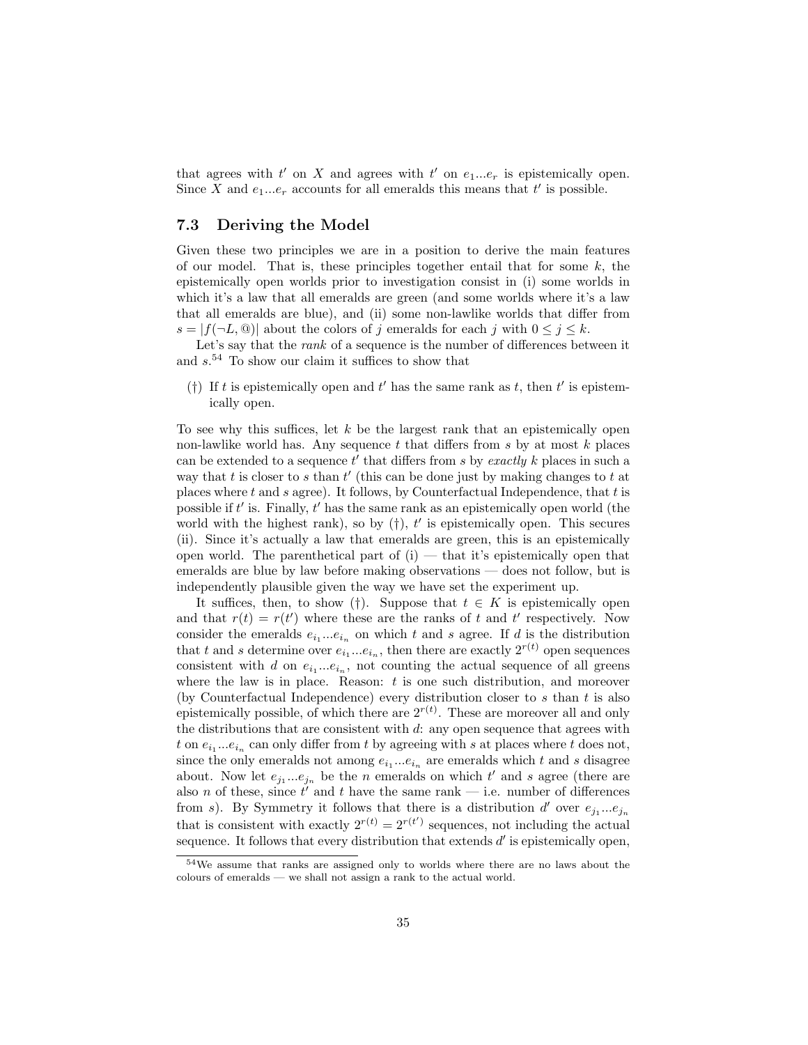that agrees with $t'$ on $X$ and agrees with $t'$ on $e_1...e_r$ is epistemically open. Since $X$ and $e_1...e_r$ accounts for all emeralds this means that $t'$ is possible.

### 7.3 Deriving the Model

Given these two principles we are in a position to derive the main features of our model. That is, these principles together entail that for some $k$, the epistemically open worlds prior to investigation consist in (i) some worlds in which it's a law that all emeralds are green (and some worlds where it's a law that all emeralds are blue), and (ii) some non-lawlike worlds that differ from $s = |f(\neg L, @)|$ about the colors of $j$ emeralds for each $j$ with $0 \leq j \leq k$.

Let's say that the *rank* of a sequence is the number of differences between it and $s$.[54] To show our claim it suffices to show that

(†) If $t$ is epistemically open and $t'$ has the same rank as $t$, then $t'$ is epistemically open.

To see why this suffices, let $k$ be the largest rank that an epistemically open non-lawlike world has. Any sequence $t$ that differs from $s$ by at most $k$ places can be extended to a sequence $t'$ that differs from $s$ by *exactly* $k$ places in such a way that $t$ is closer to $s$ than $t'$ (this can be done just by making changes to $t$ at places where $t$ and $s$ agree). It follows, by Counterfactual Independence, that $t$ is possible if $t'$ is. Finally, $t'$ has the same rank as an epistemically open world (the world with the highest rank), so by (†), $t'$ is epistemically open. This secures (ii). Since it's actually a law that emeralds are green, this is an epistemically open world. The parenthetical part of (i) — that it's epistemically open that emeralds are blue by law before making observations — does not follow, but is independently plausible given the way we have set the experiment up.

It suffices, then, to show (†). Suppose that $t \in K$ is epistemically open and that $r(t) = r(t')$ where these are the ranks of $t$ and $t'$ respectively. Now consider the emeralds $e_{i_1}...e_{i_n}$ on which $t$ and $s$ agree. If $d$ is the distribution that $t$ and $s$ determine over $e_{i_1}...e_{i_n}$, then there are exactly $2^{r(t)}$ open sequences consistent with $d$ on $e_{i_1}...e_{i_n}$, not counting the actual sequence of all greens where the law is in place. Reason: $t$ is one such distribution, and moreover (by Counterfactual Independence) every distribution closer to $s$ than $t$ is also epistemically possible, of which there are $2^{r(t)}$. These are moreover all and only the distributions that are consistent with $d$: any open sequence that agrees with $t$ on $e_{i_1}...e_{i_n}$ can only differ from $t$ by agreeing with $s$ at places where $t$ does not, since the only emeralds not among $e_{i_1}...e_{i_n}$ are emeralds which $t$ and $s$ disagree about. Now let $e_{j_1}...e_{j_n}$ be the $n$ emeralds on which $t'$ and $s$ agree (there are also $n$ of these, since $t'$ and $t$ have the same rank — i.e. number of differences from $s$). By Symmetry it follows that there is a distribution $d'$ over $e_{j_1}...e_{j_n}$ that is consistent with exactly $2^{r(t)} = 2^{r(t')}$ sequences, not including the actual sequence. It follows that every distribution that extends $d'$ is epistemically open,

[54] We assume that ranks are assigned only to worlds where there are no laws about the colours of emeralds — we shall not assign a rank to the actual world.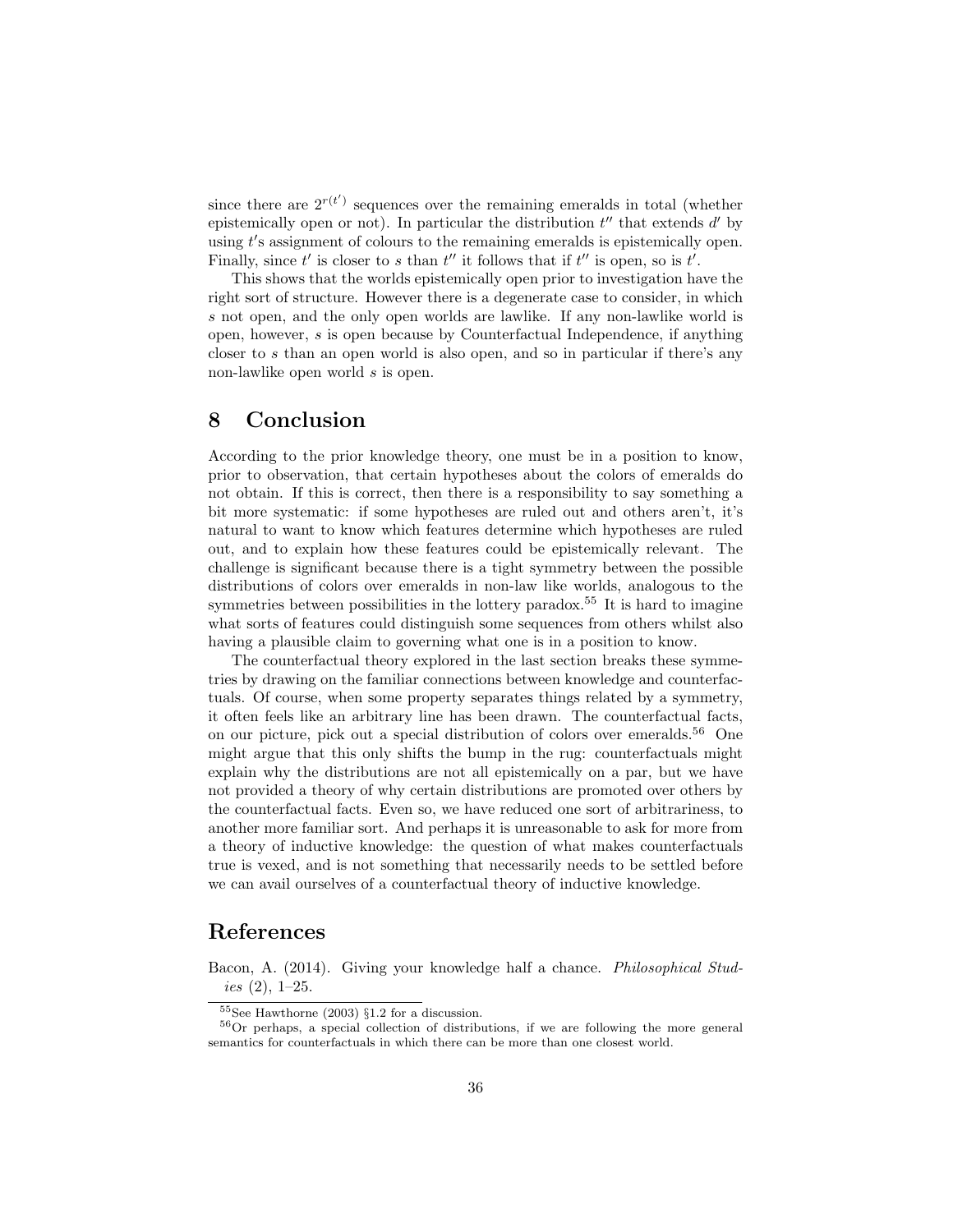since there are $2^{r(t')}$ sequences over the remaining emeralds in total (whether epistemically open or not). In particular the distribution $t''$ that extends $d'$ by using $t'$s assignment of colours to the remaining emeralds is epistemically open. Finally, since $t'$ is closer to $s$ than $t''$ it follows that if $t''$ is open, so is $t'$.

This shows that the worlds epistemically open prior to investigation have the right sort of structure. However there is a degenerate case to consider, in which $s$ not open, and the only open worlds are lawlike. If any non-lawlike world is open, however, $s$ is open because by Counterfactual Independence, if anything closer to $s$ than an open world is also open, and so in particular if there's any non-lawlike open world $s$ is open.

## 8 Conclusion

According to the prior knowledge theory, one must be in a position to know, prior to observation, that certain hypotheses about the colors of emeralds do not obtain. If this is correct, then there is a responsibility to say something a bit more systematic: if some hypotheses are ruled out and others aren't, it's natural to want to know which features determine which hypotheses are ruled out, and to explain how these features could be epistemically relevant. The challenge is significant because there is a tight symmetry between the possible distributions of colors over emeralds in non-law like worlds, analogous to the symmetries between possibilities in the lottery paradox.[55] It is hard to imagine what sorts of features could distinguish some sequences from others whilst also having a plausible claim to governing what one is in a position to know.

The counterfactual theory explored in the last section breaks these symmetries by drawing on the familiar connections between knowledge and counterfactuals. Of course, when some property separates things related by a symmetry, it often feels like an arbitrary line has been drawn. The counterfactual facts, on our picture, pick out a special distribution of colors over emeralds.[56] One might argue that this only shifts the bump in the rug: counterfactuals might explain why the distributions are not all epistemically on a par, but we have not provided a theory of why certain distributions are promoted over others by the counterfactual facts. Even so, we have reduced one sort of arbitrariness, to another more familiar sort. And perhaps it is unreasonable to ask for more from a theory of inductive knowledge: the question of what makes counterfactuals true is vexed, and is not something that necessarily needs to be settled before we can avail ourselves of a counterfactual theory of inductive knowledge.

## References

Bacon, A. (2014). Giving your knowledge half a chance. *Philosophical Studies* (2), 1–25.

[55] See Hawthorne (2003) §1.2 for a discussion.

[56] Or perhaps, a special collection of distributions, if we are following the more general semantics for counterfactuals in which there can be more than one closest world.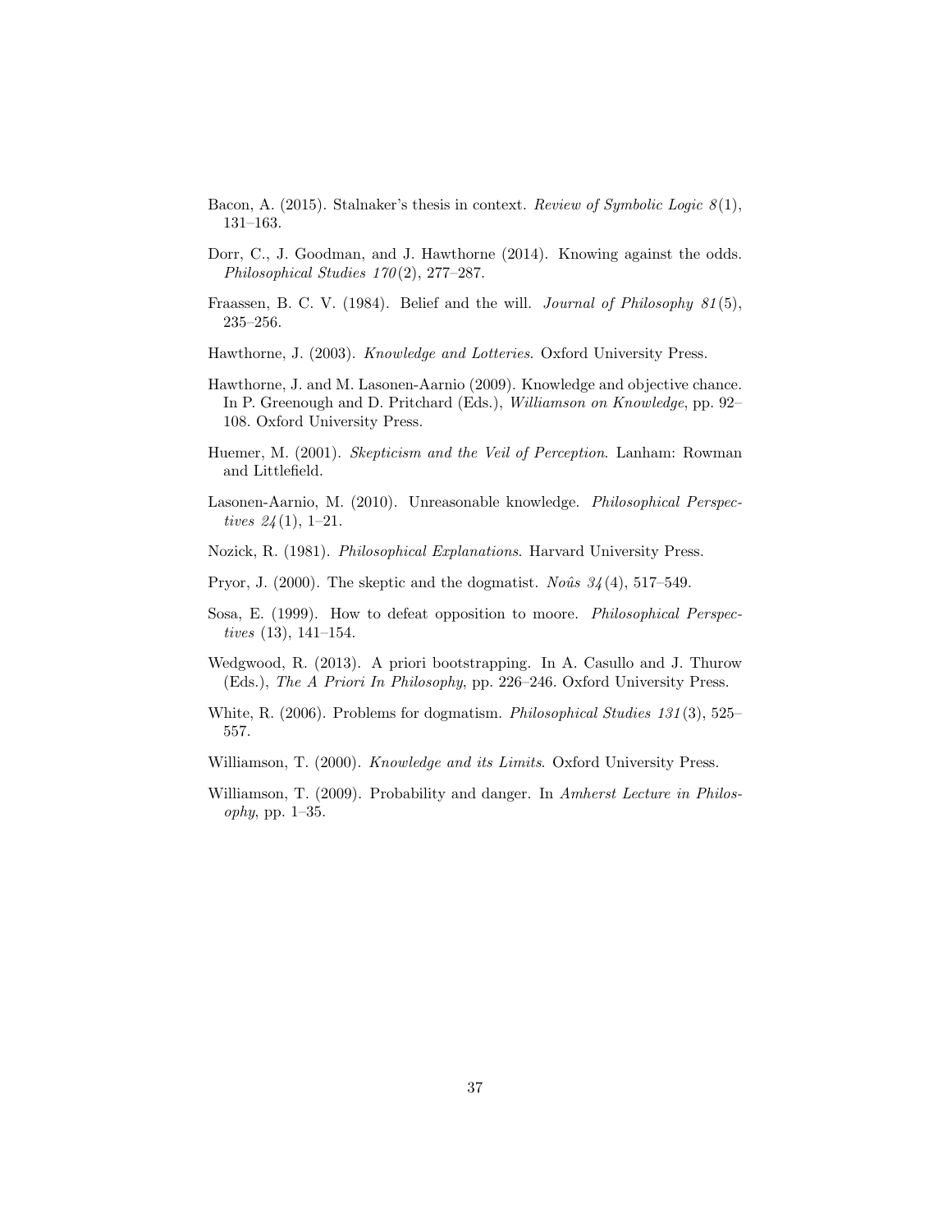Bacon, A. (2015). Stalnaker's thesis in context. *Review of Symbolic Logic 8*(1), 131–163.

Dorr, C., J. Goodman, and J. Hawthorne (2014). Knowing against the odds. *Philosophical Studies 170*(2), 277–287.

Fraassen, B. C. V. (1984). Belief and the will. *Journal of Philosophy 81*(5), 235–256.

Hawthorne, J. (2003). *Knowledge and Lotteries*. Oxford University Press.

Hawthorne, J. and M. Lasonen-Aarnio (2009). Knowledge and objective chance. In P. Greenough and D. Pritchard (Eds.), *Williamson on Knowledge*, pp. 92–108. Oxford University Press.

Huemer, M. (2001). *Skepticism and the Veil of Perception*. Lanham: Rowman and Littlefield.

Lasonen-Aarnio, M. (2010). Unreasonable knowledge. *Philosophical Perspectives 24*(1), 1–21.

Nozick, R. (1981). *Philosophical Explanations*. Harvard University Press.

Pryor, J. (2000). The skeptic and the dogmatist. *Noûs 34*(4), 517–549.

Sosa, E. (1999). How to defeat opposition to moore. *Philosophical Perspectives* (13), 141–154.

Wedgwood, R. (2013). A priori bootstrapping. In A. Casullo and J. Thurow (Eds.), *The A Priori In Philosophy*, pp. 226–246. Oxford University Press.

White, R. (2006). Problems for dogmatism. *Philosophical Studies 131*(3), 525–557.

Williamson, T. (2000). *Knowledge and its Limits*. Oxford University Press.

Williamson, T. (2009). Probability and danger. In *Amherst Lecture in Philosophy*, pp. 1–35.